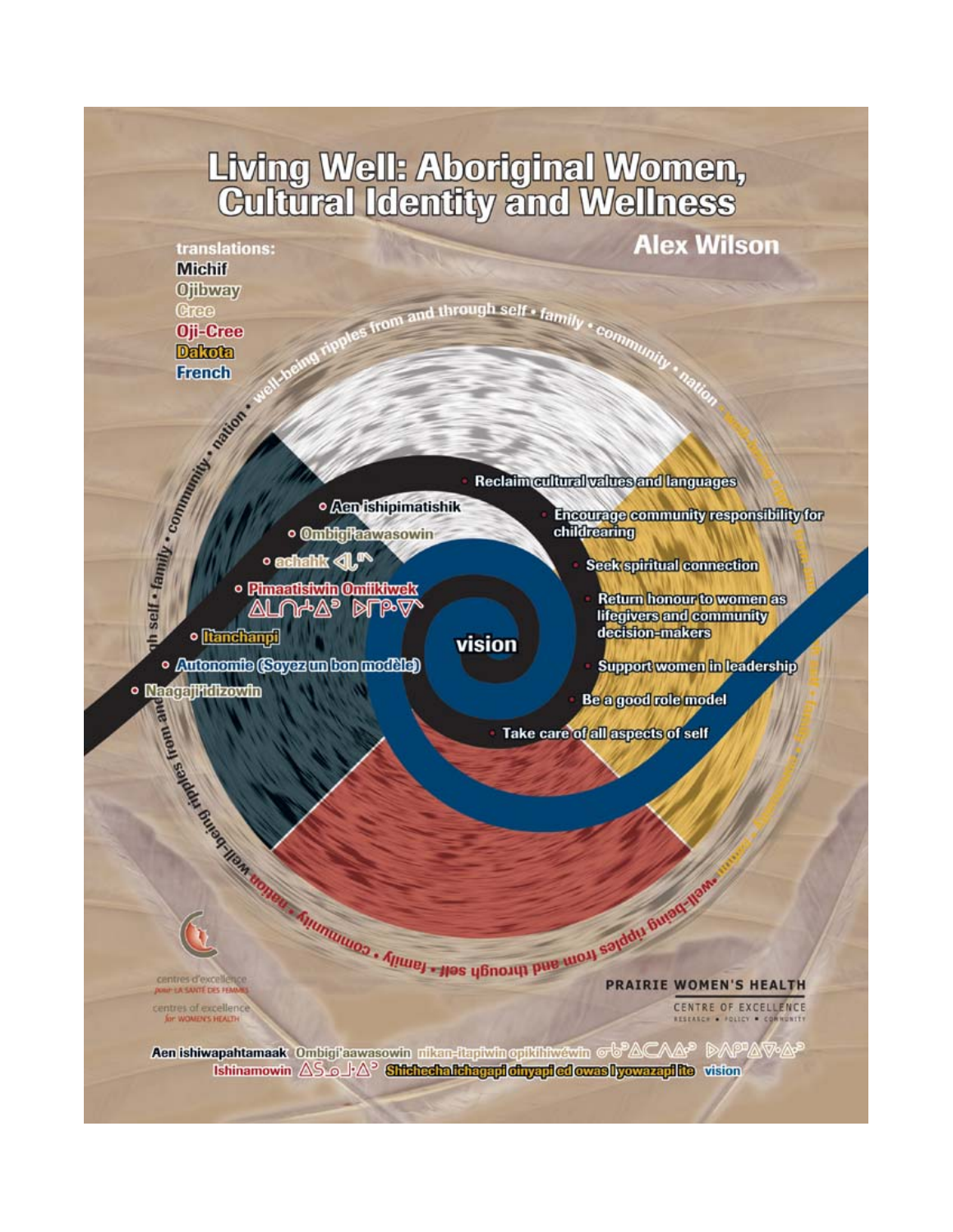# Living Well: Aboriginal Women, Cultural Identity and Wellness

## Alex Wilson

translations:
**Michif**
**Ojibway**
**Cree**
**Oji-Cree**
**Dakota**
**French**

well-being ripples from and through self • family • community • nation

- Reclaim cultural values and languages
- Encourage community responsibility for childrearing
- Seek spiritual connection
- Return honour to women as lifegivers and community decision-makers
- Support women in leadership
- Be a good role model
- Take care of all aspects of self

vision

- Aen ishipimatishik
- Ombigi'aawasowin
- achahk ᐊᒑᕽ
- Pimaatisiwin Omiikiwek ᐱᒪᑎᓯᐎᐣ ᐅᒥᑮᐍᐠ
- Itanchanpi
- Autonomie (Soyez un bon modèle)
- Naagaji'idizowin

centres d'excellence pour LA SANTÉ DES FEMMES
centres of excellence for WOMEN'S HEALTH

PRAIRIE WOMEN'S HEALTH
CENTRE OF EXCELLENCE
RESEARCH • POLICY • COMMUNITY

Aen ishiwapahtamaak Ombigi'aawasowin nikan-itapiwin opikihiwéwin ᓂᑲᐣᐃᑕᐱᐎᐣ ᐅᐱᑭᐦᐃᐍᐎᐣ Ishinamowin ᐃᔑᓇᒧᐎᐣ Shichecha ichagapi oinyapi ed owas I yowazapi ite vision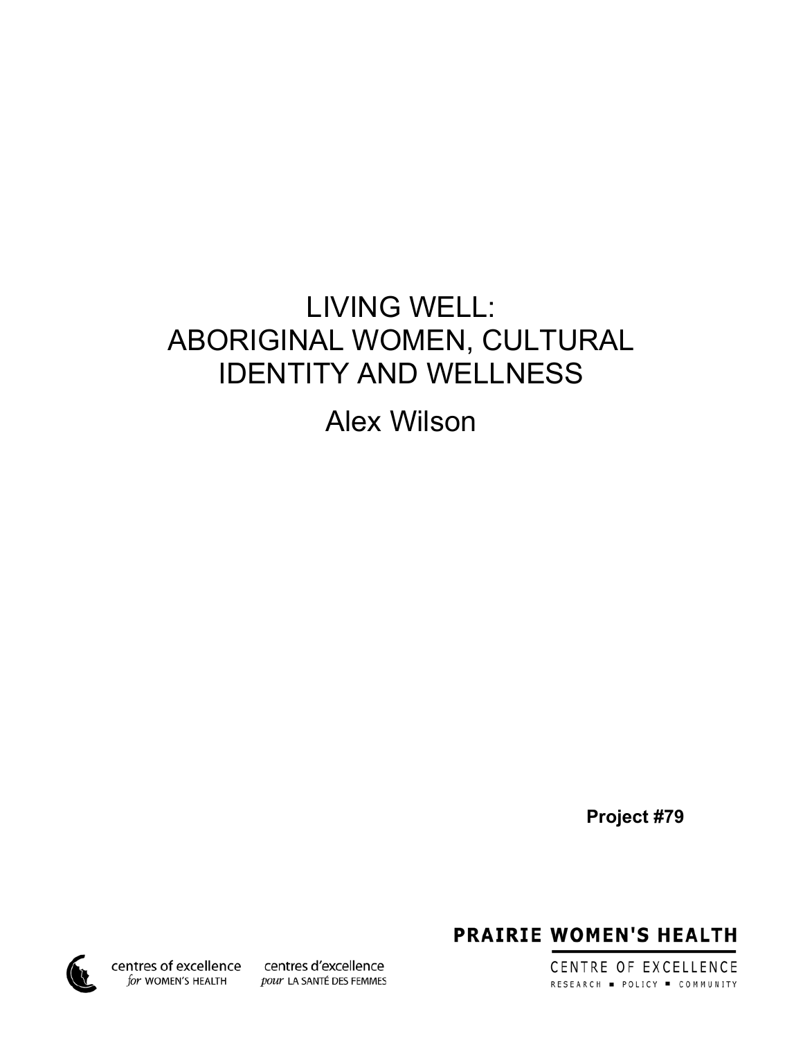# LIVING WELL: ABORIGINAL WOMEN, CULTURAL IDENTITY AND WELLNESS

Alex Wilson

**Project #79**

centres of excellence *for* WOMEN'S HEALTH

centres d'excellence *pour* LA SANTÉ DES FEMMES

**PRAIRIE WOMEN'S HEALTH**

CENTRE OF EXCELLENCE

RESEARCH ■ POLICY ■ COMMUNITY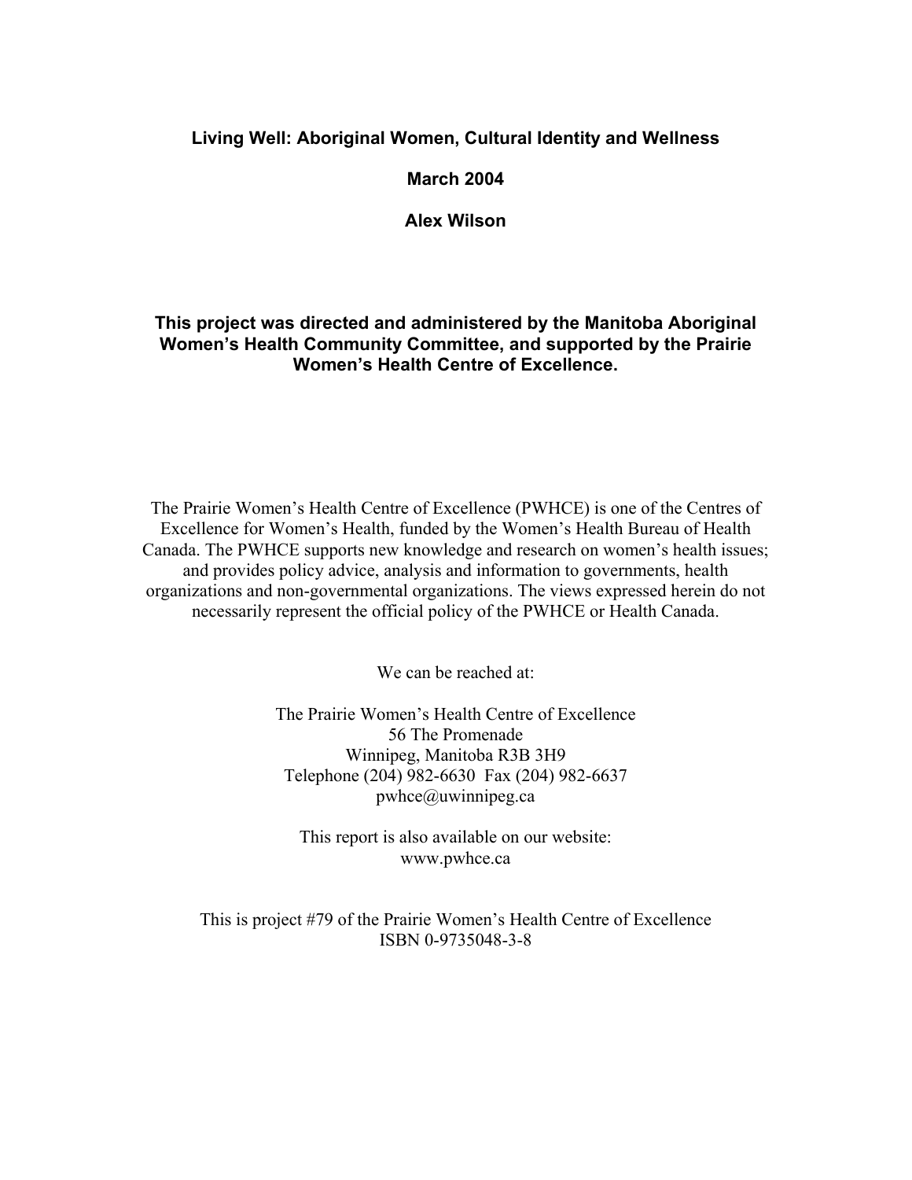**Living Well: Aboriginal Women, Cultural Identity and Wellness**

**March 2004**

**Alex Wilson**

**This project was directed and administered by the Manitoba Aboriginal Women's Health Community Committee, and supported by the Prairie Women's Health Centre of Excellence.**

The Prairie Women's Health Centre of Excellence (PWHCE) is one of the Centres of Excellence for Women's Health, funded by the Women's Health Bureau of Health Canada. The PWHCE supports new knowledge and research on women's health issues; and provides policy advice, analysis and information to governments, health organizations and non-governmental organizations. The views expressed herein do not necessarily represent the official policy of the PWHCE or Health Canada.

We can be reached at:

The Prairie Women's Health Centre of Excellence
56 The Promenade
Winnipeg, Manitoba R3B 3H9
Telephone (204) 982-6630 Fax (204) 982-6637
pwhce@uwinnipeg.ca

This report is also available on our website:
www.pwhce.ca

This is project #79 of the Prairie Women's Health Centre of Excellence
ISBN 0-9735048-3-8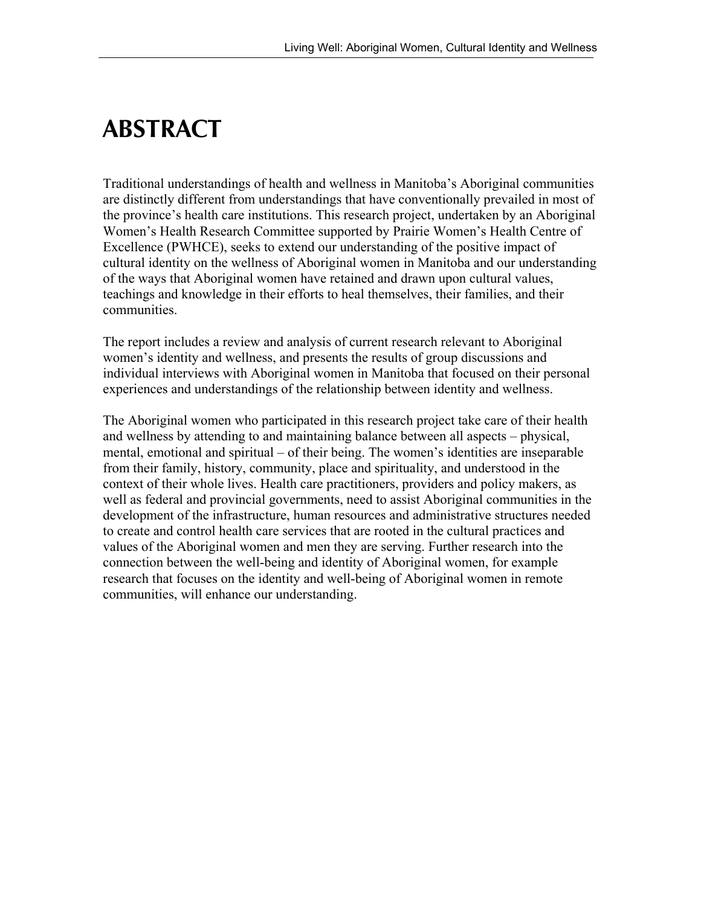# ABSTRACT

Traditional understandings of health and wellness in Manitoba's Aboriginal communities are distinctly different from understandings that have conventionally prevailed in most of the province's health care institutions. This research project, undertaken by an Aboriginal Women's Health Research Committee supported by Prairie Women's Health Centre of Excellence (PWHCE), seeks to extend our understanding of the positive impact of cultural identity on the wellness of Aboriginal women in Manitoba and our understanding of the ways that Aboriginal women have retained and drawn upon cultural values, teachings and knowledge in their efforts to heal themselves, their families, and their communities.

The report includes a review and analysis of current research relevant to Aboriginal women's identity and wellness, and presents the results of group discussions and individual interviews with Aboriginal women in Manitoba that focused on their personal experiences and understandings of the relationship between identity and wellness.

The Aboriginal women who participated in this research project take care of their health and wellness by attending to and maintaining balance between all aspects – physical, mental, emotional and spiritual – of their being. The women's identities are inseparable from their family, history, community, place and spirituality, and understood in the context of their whole lives. Health care practitioners, providers and policy makers, as well as federal and provincial governments, need to assist Aboriginal communities in the development of the infrastructure, human resources and administrative structures needed to create and control health care services that are rooted in the cultural practices and values of the Aboriginal women and men they are serving. Further research into the connection between the well-being and identity of Aboriginal women, for example research that focuses on the identity and well-being of Aboriginal women in remote communities, will enhance our understanding.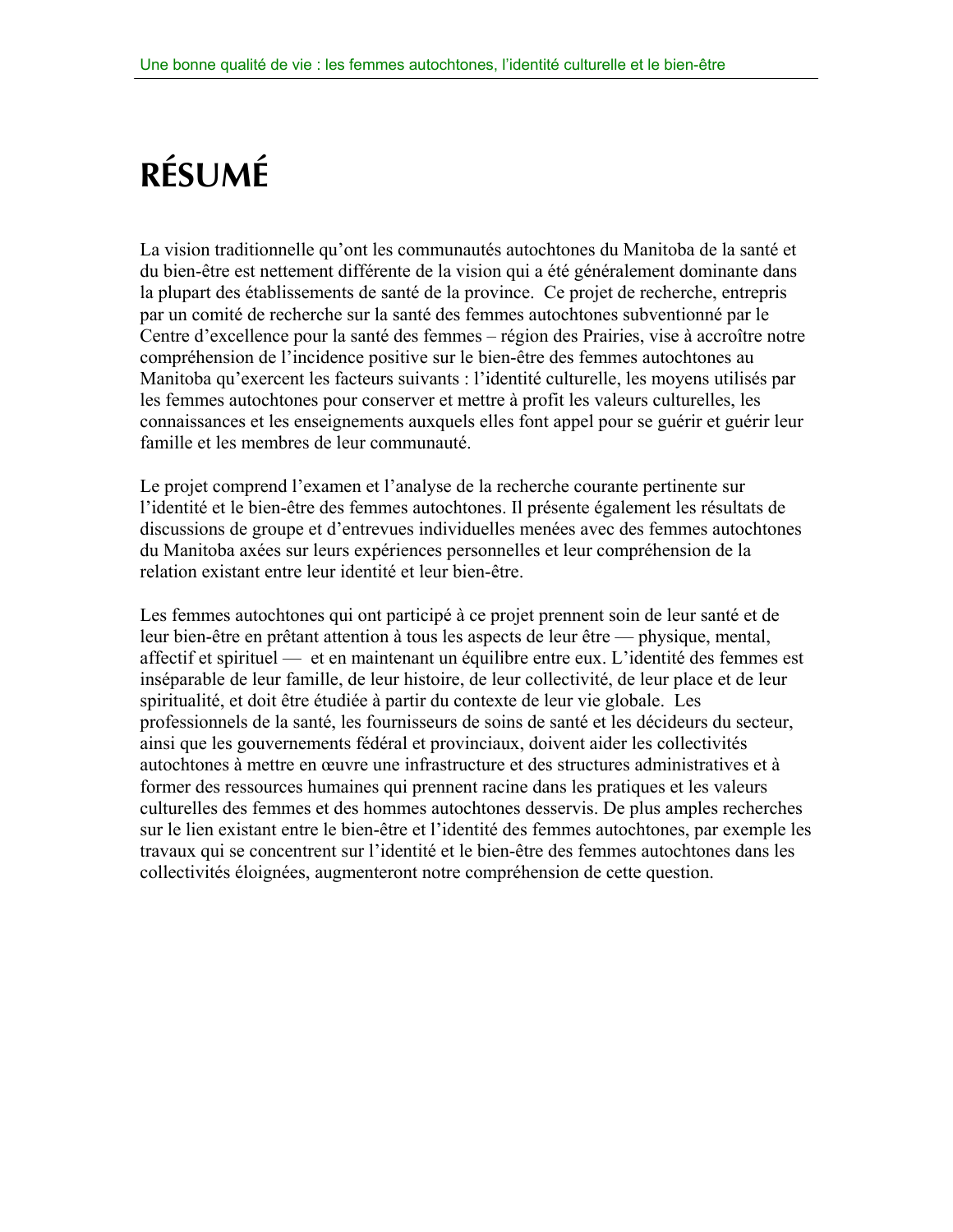# RÉSUMÉ

La vision traditionnelle qu'ont les communautés autochtones du Manitoba de la santé et du bien-être est nettement différente de la vision qui a été généralement dominante dans la plupart des établissements de santé de la province. Ce projet de recherche, entrepris par un comité de recherche sur la santé des femmes autochtones subventionné par le Centre d'excellence pour la santé des femmes – région des Prairies, vise à accroître notre compréhension de l'incidence positive sur le bien-être des femmes autochtones au Manitoba qu'exercent les facteurs suivants : l'identité culturelle, les moyens utilisés par les femmes autochtones pour conserver et mettre à profit les valeurs culturelles, les connaissances et les enseignements auxquels elles font appel pour se guérir et guérir leur famille et les membres de leur communauté.

Le projet comprend l'examen et l'analyse de la recherche courante pertinente sur l'identité et le bien-être des femmes autochtones. Il présente également les résultats de discussions de groupe et d'entrevues individuelles menées avec des femmes autochtones du Manitoba axées sur leurs expériences personnelles et leur compréhension de la relation existant entre leur identité et leur bien-être.

Les femmes autochtones qui ont participé à ce projet prennent soin de leur santé et de leur bien-être en prêtant attention à tous les aspects de leur être — physique, mental, affectif et spirituel — et en maintenant un équilibre entre eux. L'identité des femmes est inséparable de leur famille, de leur histoire, de leur collectivité, de leur place et de leur spiritualité, et doit être étudiée à partir du contexte de leur vie globale. Les professionnels de la santé, les fournisseurs de soins de santé et les décideurs du secteur, ainsi que les gouvernements fédéral et provinciaux, doivent aider les collectivités autochtones à mettre en œuvre une infrastructure et des structures administratives et à former des ressources humaines qui prennent racine dans les pratiques et les valeurs culturelles des femmes et des hommes autochtones desservis. De plus amples recherches sur le lien existant entre le bien-être et l'identité des femmes autochtones, par exemple les travaux qui se concentrent sur l'identité et le bien-être des femmes autochtones dans les collectivités éloignées, augmenteront notre compréhension de cette question.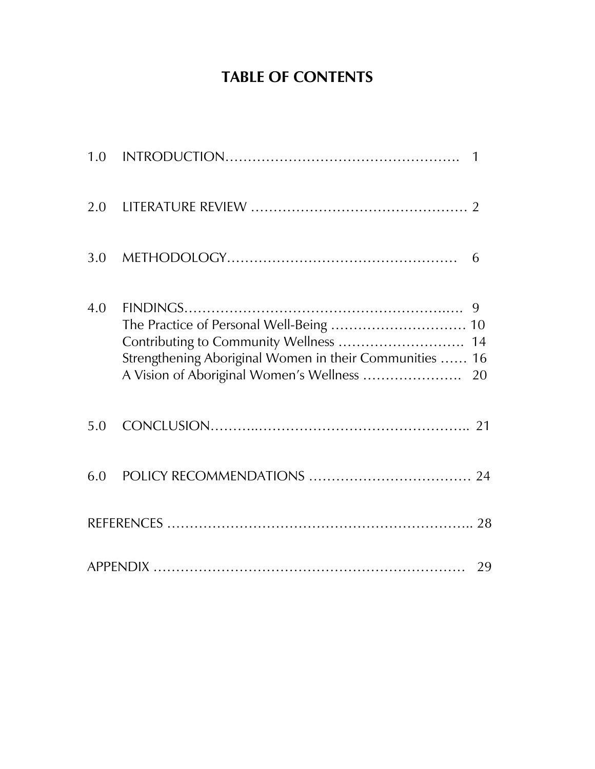# TABLE OF CONTENTS

1.0 INTRODUCTION………………………………………………. 1

2.0 LITERATURE REVIEW ………………………………………… 2

3.0 METHODOLOGY……………………………………………… 6

4.0 FINDINGS……………………………………………………. 9
- The Practice of Personal Well-Being ………………………… 10
- Contributing to Community Wellness ………………………. 14
- Strengthening Aboriginal Women in their Communities …… 16
- A Vision of Aboriginal Women's Wellness …………………. 20

5.0 CONCLUSION………………………………………………… 21

6.0 POLICY RECOMMENDATIONS ……………………………… 24

REFERENCES ………………………………………………………. 28

APPENDIX …………………………………………………………. 29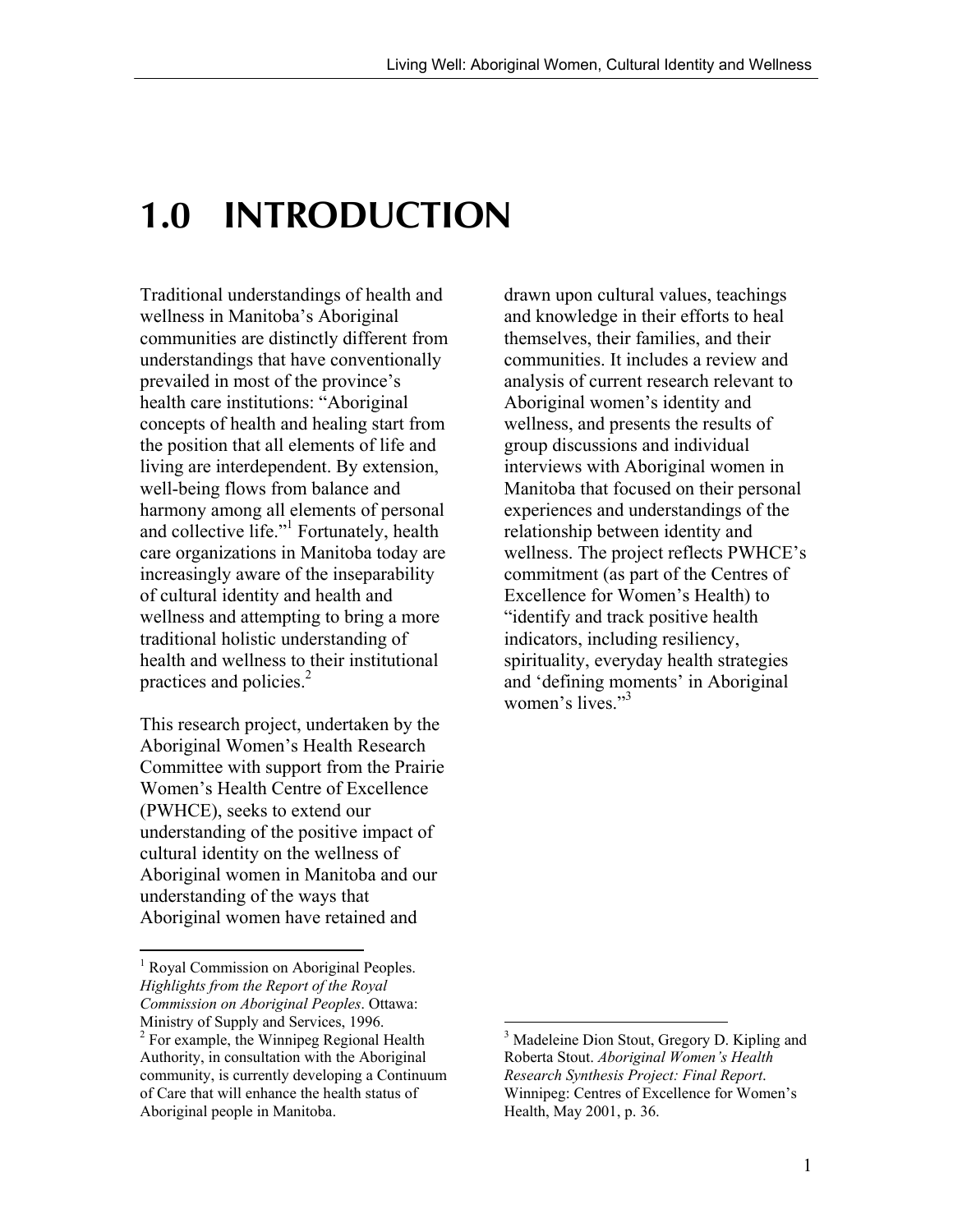# 1.0 INTRODUCTION

Traditional understandings of health and wellness in Manitoba's Aboriginal communities are distinctly different from understandings that have conventionally prevailed in most of the province's health care institutions: "Aboriginal concepts of health and healing start from the position that all elements of life and living are interdependent. By extension, well-being flows from balance and harmony among all elements of personal and collective life."[1] Fortunately, health care organizations in Manitoba today are increasingly aware of the inseparability of cultural identity and health and wellness and attempting to bring a more traditional holistic understanding of health and wellness to their institutional practices and policies.[2]

This research project, undertaken by the Aboriginal Women's Health Research Committee with support from the Prairie Women's Health Centre of Excellence (PWHCE), seeks to extend our understanding of the positive impact of cultural identity on the wellness of Aboriginal women in Manitoba and our understanding of the ways that Aboriginal women have retained and drawn upon cultural values, teachings and knowledge in their efforts to heal themselves, their families, and their communities. It includes a review and analysis of current research relevant to Aboriginal women's identity and wellness, and presents the results of group discussions and individual interviews with Aboriginal women in Manitoba that focused on their personal experiences and understandings of the relationship between identity and wellness. The project reflects PWHCE's commitment (as part of the Centres of Excellence for Women's Health) to "identify and track positive health indicators, including resiliency, spirituality, everyday health strategies and 'defining moments' in Aboriginal women's lives."[3]

---

[1] Royal Commission on Aboriginal Peoples. *Highlights from the Report of the Royal Commission on Aboriginal Peoples*. Ottawa: Ministry of Supply and Services, 1996.

[2] For example, the Winnipeg Regional Health Authority, in consultation with the Aboriginal community, is currently developing a Continuum of Care that will enhance the health status of Aboriginal people in Manitoba.

[3] Madeleine Dion Stout, Gregory D. Kipling and Roberta Stout. *Aboriginal Women's Health Research Synthesis Project: Final Report*. Winnipeg: Centres of Excellence for Women's Health, May 2001, p. 36.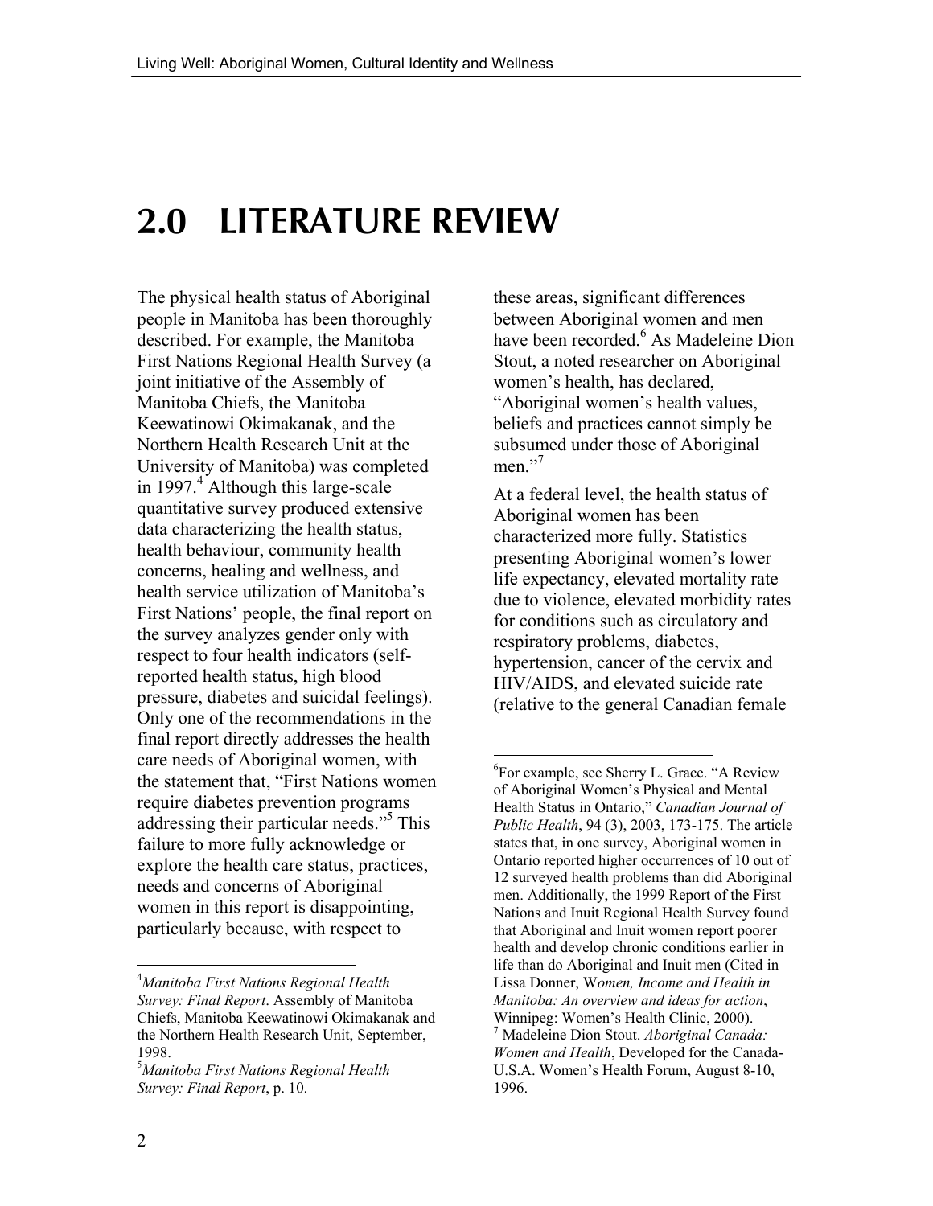# 2.0 LITERATURE REVIEW

The physical health status of Aboriginal people in Manitoba has been thoroughly described. For example, the Manitoba First Nations Regional Health Survey (a joint initiative of the Assembly of Manitoba Chiefs, the Manitoba Keewatinowi Okimakanak, and the Northern Health Research Unit at the University of Manitoba) was completed in 1997.[4] Although this large-scale quantitative survey produced extensive data characterizing the health status, health behaviour, community health concerns, healing and wellness, and health service utilization of Manitoba's First Nations' people, the final report on the survey analyzes gender only with respect to four health indicators (self-reported health status, high blood pressure, diabetes and suicidal feelings). Only one of the recommendations in the final report directly addresses the health care needs of Aboriginal women, with the statement that, "First Nations women require diabetes prevention programs addressing their particular needs."[5] This failure to more fully acknowledge or explore the health care status, practices, needs and concerns of Aboriginal women in this report is disappointing, particularly because, with respect to these areas, significant differences between Aboriginal women and men have been recorded.[6] As Madeleine Dion Stout, a noted researcher on Aboriginal women's health, has declared, "Aboriginal women's health values, beliefs and practices cannot simply be subsumed under those of Aboriginal men."[7]

At a federal level, the health status of Aboriginal women has been characterized more fully. Statistics presenting Aboriginal women's lower life expectancy, elevated mortality rate due to violence, elevated morbidity rates for conditions such as circulatory and respiratory problems, diabetes, hypertension, cancer of the cervix and HIV/AIDS, and elevated suicide rate (relative to the general Canadian female

---

[4] *Manitoba First Nations Regional Health Survey: Final Report*. Assembly of Manitoba Chiefs, Manitoba Keewatinowi Okimakanak and the Northern Health Research Unit, September, 1998.

[5] *Manitoba First Nations Regional Health Survey: Final Report*, p. 10.

[6] For example, see Sherry L. Grace. "A Review of Aboriginal Women's Physical and Mental Health Status in Ontario," *Canadian Journal of Public Health*, 94 (3), 2003, 173-175. The article states that, in one survey, Aboriginal women in Ontario reported higher occurrences of 10 out of 12 surveyed health problems than did Aboriginal men. Additionally, the 1999 Report of the First Nations and Inuit Regional Health Survey found that Aboriginal and Inuit women report poorer health and develop chronic conditions earlier in life than do Aboriginal and Inuit men (Cited in Lissa Donner, W*omen, Income and Health in Manitoba: An overview and ideas for action*, Winnipeg: Women's Health Clinic, 2000).

[7] Madeleine Dion Stout. *Aboriginal Canada: Women and Health*, Developed for the Canada-U.S.A. Women's Health Forum, August 8-10, 1996.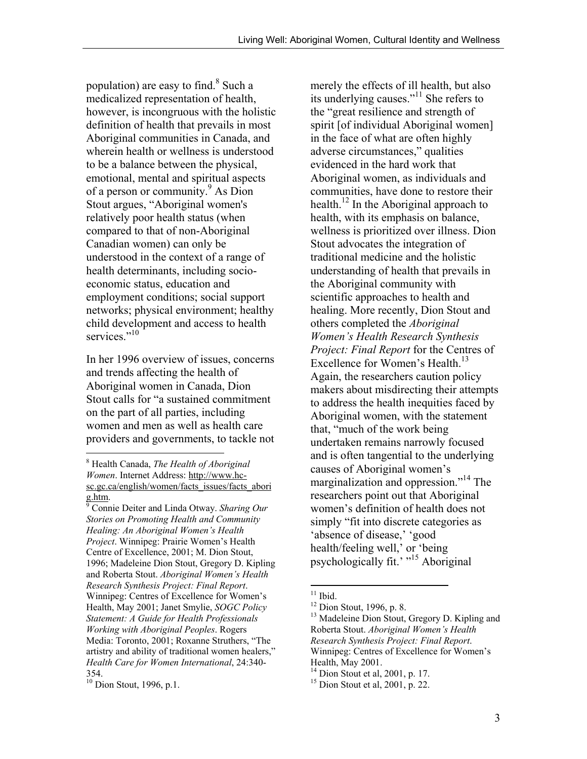population) are easy to find.[8] Such a medicalized representation of health, however, is incongruous with the holistic definition of health that prevails in most Aboriginal communities in Canada, and wherein health or wellness is understood to be a balance between the physical, emotional, mental and spiritual aspects of a person or community.[9] As Dion Stout argues, "Aboriginal women's relatively poor health status (when compared to that of non-Aboriginal Canadian women) can only be understood in the context of a range of health determinants, including socio-economic status, education and employment conditions; social support networks; physical environment; healthy child development and access to health services."[10]

In her 1996 overview of issues, concerns and trends affecting the health of Aboriginal women in Canada, Dion Stout calls for "a sustained commitment on the part of all parties, including women and men as well as health care providers and governments, to tackle not merely the effects of ill health, but also its underlying causes."[11] She refers to the "great resilience and strength of spirit [of individual Aboriginal women] in the face of what are often highly adverse circumstances," qualities evidenced in the hard work that Aboriginal women, as individuals and communities, have done to restore their health.[12] In the Aboriginal approach to health, with its emphasis on balance, wellness is prioritized over illness. Dion Stout advocates the integration of traditional medicine and the holistic understanding of health that prevails in the Aboriginal community with scientific approaches to health and healing. More recently, Dion Stout and others completed the *Aboriginal Women's Health Research Synthesis Project: Final Report* for the Centres of Excellence for Women's Health.[13] Again, the researchers caution policy makers about misdirecting their attempts to address the health inequities faced by Aboriginal women, with the statement that, "much of the work being undertaken remains narrowly focused and is often tangential to the underlying causes of Aboriginal women's marginalization and oppression."[14] The researchers point out that Aboriginal women's definition of health does not simply "fit into discrete categories as 'absence of disease,' 'good health/feeling well,' or 'being psychologically fit.' "[15] Aboriginal

---

[8] Health Canada, *The Health of Aboriginal Women*. Internet Address: http://www.hc-sc.gc.ca/english/women/facts_issues/facts_aborig.htm.

[9] Connie Deiter and Linda Otway. *Sharing Our Stories on Promoting Health and Community Healing: An Aboriginal Women's Health Project*. Winnipeg: Prairie Women's Health Centre of Excellence, 2001; M. Dion Stout, 1996; Madeleine Dion Stout, Gregory D. Kipling and Roberta Stout. *Aboriginal Women's Health Research Synthesis Project: Final Report*. Winnipeg: Centres of Excellence for Women's Health, May 2001; Janet Smylie, *SOGC Policy Statement: A Guide for Health Professionals Working with Aboriginal Peoples*. Rogers Media: Toronto, 2001; Roxanne Struthers, "The artistry and ability of traditional women healers," *Health Care for Women International*, 24:340-354.

[10] Dion Stout, 1996, p.1.

[11] Ibid.

[12] Dion Stout, 1996, p. 8.

[13] Madeleine Dion Stout, Gregory D. Kipling and Roberta Stout. *Aboriginal Women's Health Research Synthesis Project: Final Report*. Winnipeg: Centres of Excellence for Women's Health, May 2001.

[14] Dion Stout et al, 2001, p. 17.

[15] Dion Stout et al, 2001, p. 22.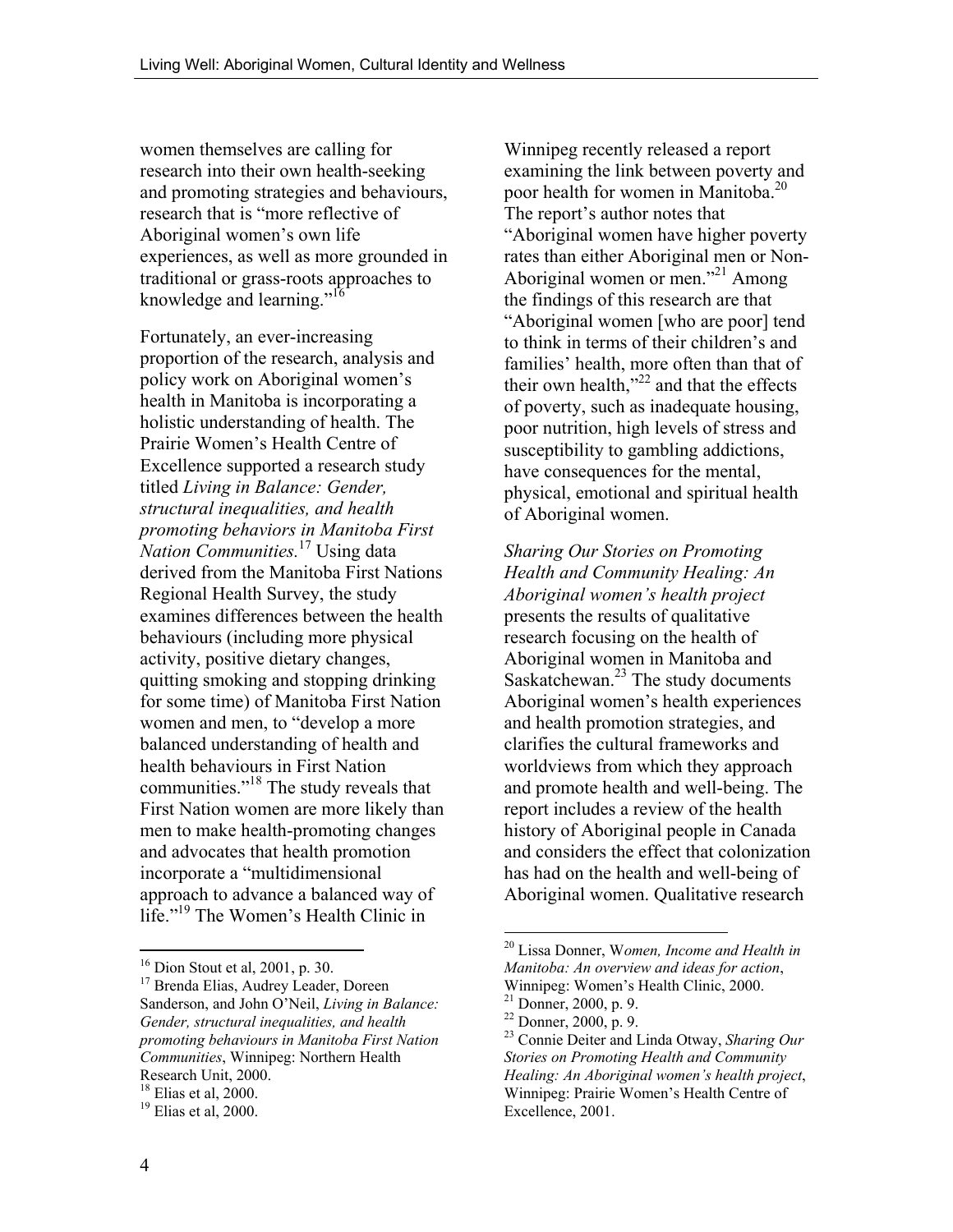women themselves are calling for research into their own health-seeking and promoting strategies and behaviours, research that is "more reflective of Aboriginal women's own life experiences, as well as more grounded in traditional or grass-roots approaches to knowledge and learning."[16]

Fortunately, an ever-increasing proportion of the research, analysis and policy work on Aboriginal women's health in Manitoba is incorporating a holistic understanding of health. The Prairie Women's Health Centre of Excellence supported a research study titled *Living in Balance: Gender, structural inequalities, and health promoting behaviors in Manitoba First Nation Communities.*[17] Using data derived from the Manitoba First Nations Regional Health Survey, the study examines differences between the health behaviours (including more physical activity, positive dietary changes, quitting smoking and stopping drinking for some time) of Manitoba First Nation women and men, to "develop a more balanced understanding of health and health behaviours in First Nation communities."[18] The study reveals that First Nation women are more likely than men to make health-promoting changes and advocates that health promotion incorporate a "multidimensional approach to advance a balanced way of life."[19] The Women's Health Clinic in Winnipeg recently released a report examining the link between poverty and poor health for women in Manitoba.[20] The report's author notes that "Aboriginal women have higher poverty rates than either Aboriginal men or Non-Aboriginal women or men."[21] Among the findings of this research are that "Aboriginal women [who are poor] tend to think in terms of their children's and families' health, more often than that of their own health,"[22] and that the effects of poverty, such as inadequate housing, poor nutrition, high levels of stress and susceptibility to gambling addictions, have consequences for the mental, physical, emotional and spiritual health of Aboriginal women.

*Sharing Our Stories on Promoting Health and Community Healing: An Aboriginal women's health project* presents the results of qualitative research focusing on the health of Aboriginal women in Manitoba and Saskatchewan.[23] The study documents Aboriginal women's health experiences and health promotion strategies, and clarifies the cultural frameworks and worldviews from which they approach and promote health and well-being. The report includes a review of the health history of Aboriginal people in Canada and considers the effect that colonization has had on the health and well-being of Aboriginal women. Qualitative research

---

[16] Dion Stout et al, 2001, p. 30.

[17] Brenda Elias, Audrey Leader, Doreen Sanderson, and John O'Neil, *Living in Balance: Gender, structural inequalities, and health promoting behaviours in Manitoba First Nation Communities*, Winnipeg: Northern Health Research Unit, 2000.

[18] Elias et al, 2000.

[19] Elias et al, 2000.

[20] Lissa Donner, W*omen, Income and Health in Manitoba: An overview and ideas for action*, Winnipeg: Women's Health Clinic, 2000.

[21] Donner, 2000, p. 9.

[22] Donner, 2000, p. 9.

[23] Connie Deiter and Linda Otway, *Sharing Our Stories on Promoting Health and Community Healing: An Aboriginal women's health project*, Winnipeg: Prairie Women's Health Centre of Excellence, 2001.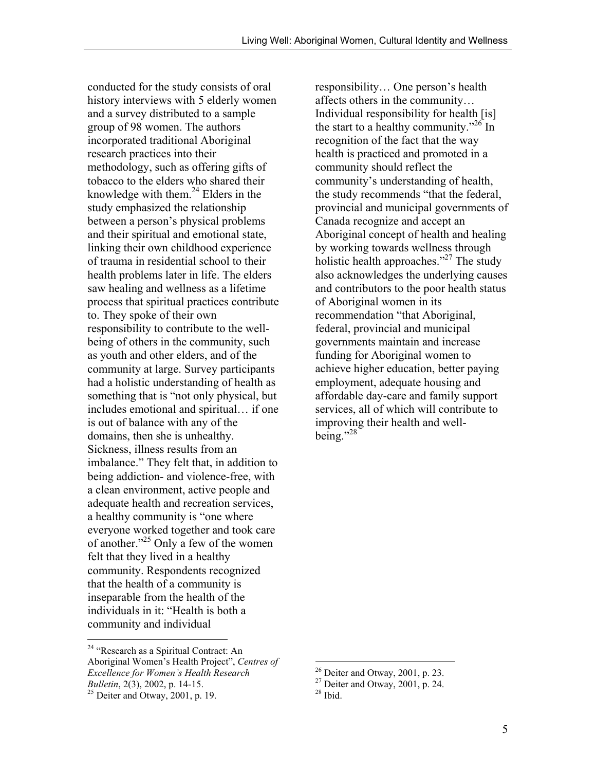conducted for the study consists of oral history interviews with 5 elderly women and a survey distributed to a sample group of 98 women. The authors incorporated traditional Aboriginal research practices into their methodology, such as offering gifts of tobacco to the elders who shared their knowledge with them.[24] Elders in the study emphasized the relationship between a person's physical problems and their spiritual and emotional state, linking their own childhood experience of trauma in residential school to their health problems later in life. The elders saw healing and wellness as a lifetime process that spiritual practices contribute to. They spoke of their own responsibility to contribute to the well-being of others in the community, such as youth and other elders, and of the community at large. Survey participants had a holistic understanding of health as something that is "not only physical, but includes emotional and spiritual… if one is out of balance with any of the domains, then she is unhealthy. Sickness, illness results from an imbalance." They felt that, in addition to being addiction- and violence-free, with a clean environment, active people and adequate health and recreation services, a healthy community is "one where everyone worked together and took care of another."[25] Only a few of the women felt that they lived in a healthy community. Respondents recognized that the health of a community is inseparable from the health of the individuals in it: "Health is both a community and individual responsibility… One person's health affects others in the community… Individual responsibility for health [is] the start to a healthy community."[26] In recognition of the fact that the way health is practiced and promoted in a community should reflect the community's understanding of health, the study recommends "that the federal, provincial and municipal governments of Canada recognize and accept an Aboriginal concept of health and healing by working towards wellness through holistic health approaches."[27] The study also acknowledges the underlying causes and contributors to the poor health status of Aboriginal women in its recommendation "that Aboriginal, federal, provincial and municipal governments maintain and increase funding for Aboriginal women to achieve higher education, better paying employment, adequate housing and affordable day-care and family support services, all of which will contribute to improving their health and well-being."[28]

---

[24] "Research as a Spiritual Contract: An Aboriginal Women's Health Project", *Centres of Excellence for Women's Health Research Bulletin*, 2(3), 2002, p. 14-15.

[25] Deiter and Otway, 2001, p. 19.

[26] Deiter and Otway, 2001, p. 23.

[27] Deiter and Otway, 2001, p. 24.

[28] Ibid.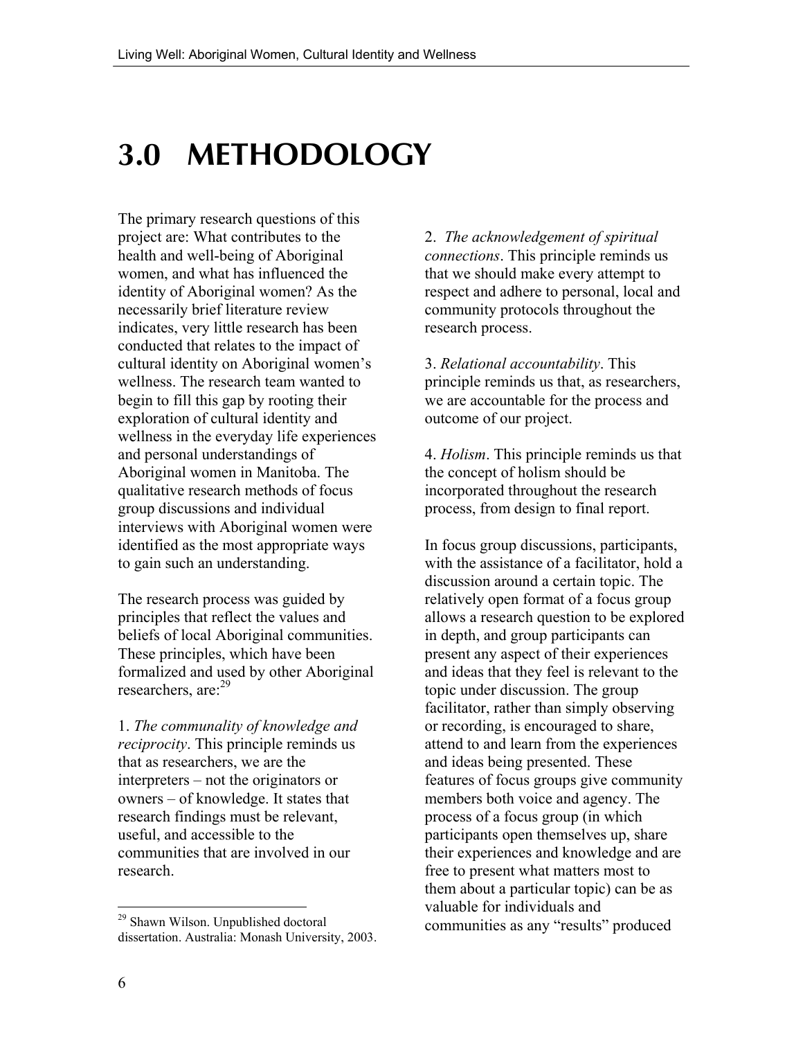# 3.0 METHODOLOGY

The primary research questions of this project are: What contributes to the health and well-being of Aboriginal women, and what has influenced the identity of Aboriginal women? As the necessarily brief literature review indicates, very little research has been conducted that relates to the impact of cultural identity on Aboriginal women's wellness. The research team wanted to begin to fill this gap by rooting their exploration of cultural identity and wellness in the everyday life experiences and personal understandings of Aboriginal women in Manitoba. The qualitative research methods of focus group discussions and individual interviews with Aboriginal women were identified as the most appropriate ways to gain such an understanding.

The research process was guided by principles that reflect the values and beliefs of local Aboriginal communities. These principles, which have been formalized and used by other Aboriginal researchers, are:[29]

1. *The communality of knowledge and reciprocity*. This principle reminds us that as researchers, we are the interpreters – not the originators or owners – of knowledge. It states that research findings must be relevant, useful, and accessible to the communities that are involved in our research.

2. *The acknowledgement of spiritual connections*. This principle reminds us that we should make every attempt to respect and adhere to personal, local and community protocols throughout the research process.

3. *Relational accountability*. This principle reminds us that, as researchers, we are accountable for the process and outcome of our project.

4. *Holism*. This principle reminds us that the concept of holism should be incorporated throughout the research process, from design to final report.

In focus group discussions, participants, with the assistance of a facilitator, hold a discussion around a certain topic. The relatively open format of a focus group allows a research question to be explored in depth, and group participants can present any aspect of their experiences and ideas that they feel is relevant to the topic under discussion. The group facilitator, rather than simply observing or recording, is encouraged to share, attend to and learn from the experiences and ideas being presented. These features of focus groups give community members both voice and agency. The process of a focus group (in which participants open themselves up, share their experiences and knowledge and are free to present what matters most to them about a particular topic) can be as valuable for individuals and communities as any "results" produced

[29] Shawn Wilson. Unpublished doctoral dissertation. Australia: Monash University, 2003.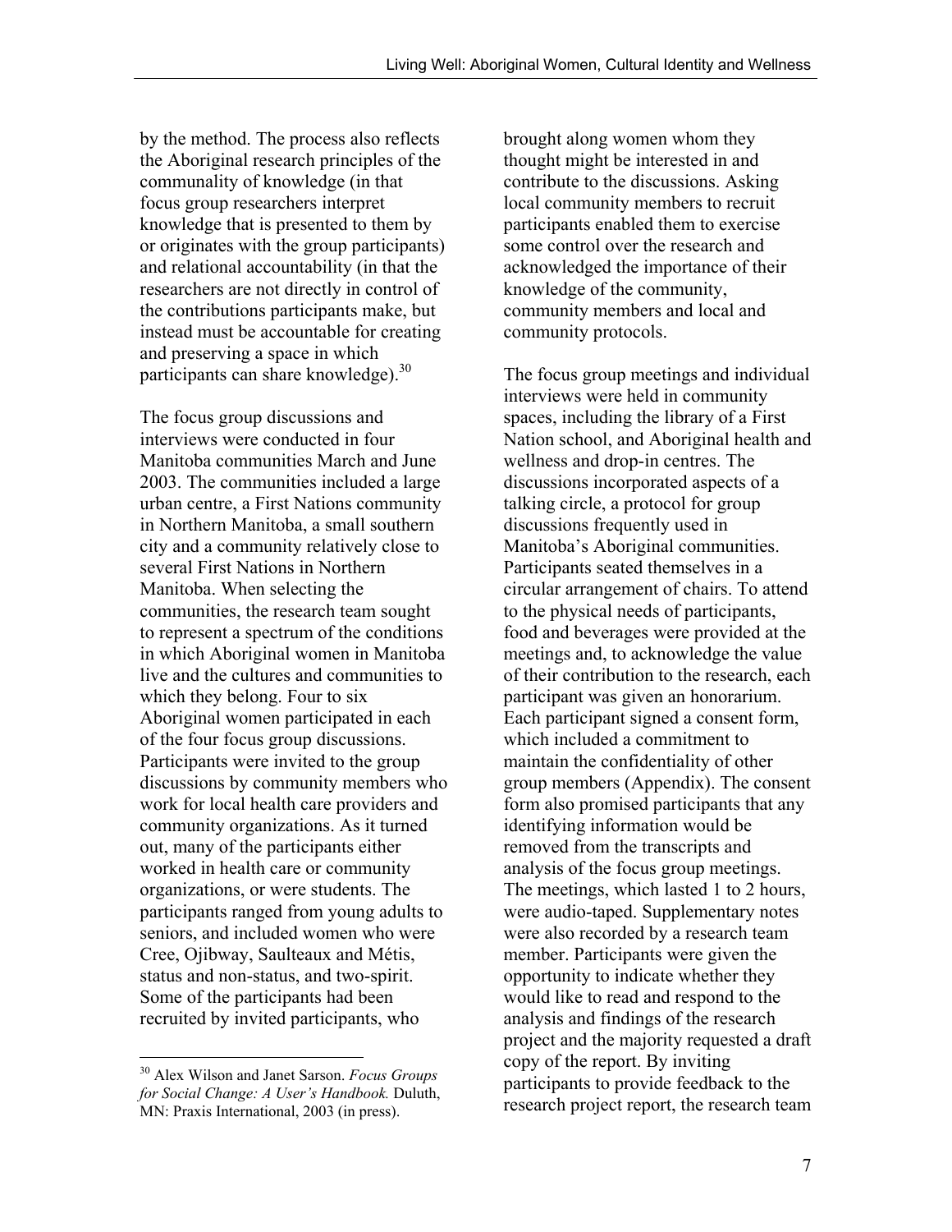by the method. The process also reflects the Aboriginal research principles of the communality of knowledge (in that focus group researchers interpret knowledge that is presented to them by or originates with the group participants) and relational accountability (in that the researchers are not directly in control of the contributions participants make, but instead must be accountable for creating and preserving a space in which participants can share knowledge).[30]

The focus group discussions and interviews were conducted in four Manitoba communities March and June 2003. The communities included a large urban centre, a First Nations community in Northern Manitoba, a small southern city and a community relatively close to several First Nations in Northern Manitoba. When selecting the communities, the research team sought to represent a spectrum of the conditions in which Aboriginal women in Manitoba live and the cultures and communities to which they belong. Four to six Aboriginal women participated in each of the four focus group discussions. Participants were invited to the group discussions by community members who work for local health care providers and community organizations. As it turned out, many of the participants either worked in health care or community organizations, or were students. The participants ranged from young adults to seniors, and included women who were Cree, Ojibway, Saulteaux and Métis, status and non-status, and two-spirit. Some of the participants had been recruited by invited participants, who brought along women whom they thought might be interested in and contribute to the discussions. Asking local community members to recruit participants enabled them to exercise some control over the research and acknowledged the importance of their knowledge of the community, community members and local and community protocols.

The focus group meetings and individual interviews were held in community spaces, including the library of a First Nation school, and Aboriginal health and wellness and drop-in centres. The discussions incorporated aspects of a talking circle, a protocol for group discussions frequently used in Manitoba's Aboriginal communities. Participants seated themselves in a circular arrangement of chairs. To attend to the physical needs of participants, food and beverages were provided at the meetings and, to acknowledge the value of their contribution to the research, each participant was given an honorarium. Each participant signed a consent form, which included a commitment to maintain the confidentiality of other group members (Appendix). The consent form also promised participants that any identifying information would be removed from the transcripts and analysis of the focus group meetings. The meetings, which lasted 1 to 2 hours, were audio-taped. Supplementary notes were also recorded by a research team member. Participants were given the opportunity to indicate whether they would like to read and respond to the analysis and findings of the research project and the majority requested a draft copy of the report. By inviting participants to provide feedback to the research project report, the research team

---

[30] Alex Wilson and Janet Sarson. *Focus Groups for Social Change: A User's Handbook.* Duluth, MN: Praxis International, 2003 (in press).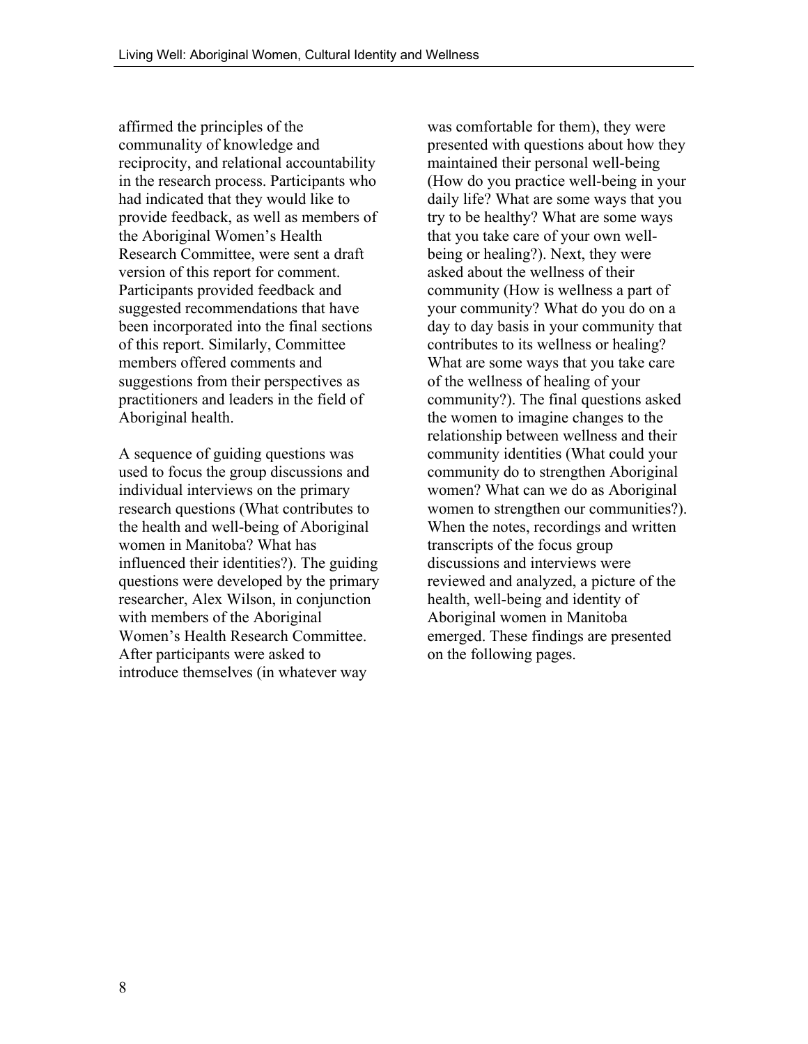affirmed the principles of the communality of knowledge and reciprocity, and relational accountability in the research process. Participants who had indicated that they would like to provide feedback, as well as members of the Aboriginal Women's Health Research Committee, were sent a draft version of this report for comment. Participants provided feedback and suggested recommendations that have been incorporated into the final sections of this report. Similarly, Committee members offered comments and suggestions from their perspectives as practitioners and leaders in the field of Aboriginal health.

A sequence of guiding questions was used to focus the group discussions and individual interviews on the primary research questions (What contributes to the health and well-being of Aboriginal women in Manitoba? What has influenced their identities?). The guiding questions were developed by the primary researcher, Alex Wilson, in conjunction with members of the Aboriginal Women's Health Research Committee. After participants were asked to introduce themselves (in whatever way was comfortable for them), they were presented with questions about how they maintained their personal well-being (How do you practice well-being in your daily life? What are some ways that you try to be healthy? What are some ways that you take care of your own well-being or healing?). Next, they were asked about the wellness of their community (How is wellness a part of your community? What do you do on a day to day basis in your community that contributes to its wellness or healing? What are some ways that you take care of the wellness of healing of your community?). The final questions asked the women to imagine changes to the relationship between wellness and their community identities (What could your community do to strengthen Aboriginal women? What can we do as Aboriginal women to strengthen our communities?). When the notes, recordings and written transcripts of the focus group discussions and interviews were reviewed and analyzed, a picture of the health, well-being and identity of Aboriginal women in Manitoba emerged. These findings are presented on the following pages.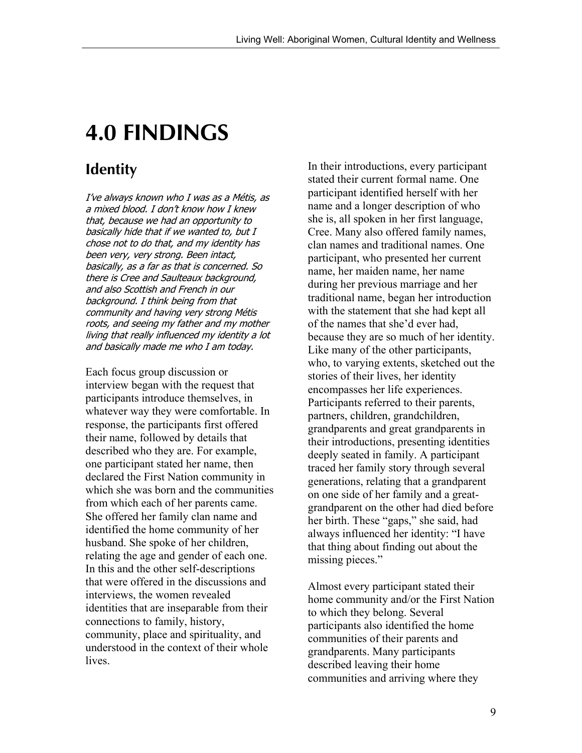# 4.0 FINDINGS

## Identity

*I've always known who I was as a Métis, as a mixed blood. I don't know how I knew that, because we had an opportunity to basically hide that if we wanted to, but I chose not to do that, and my identity has been very, very strong. Been intact, basically, as a far as that is concerned. So there is Cree and Saulteaux background, and also Scottish and French in our background. I think being from that community and having very strong Métis roots, and seeing my father and my mother living that really influenced my identity a lot and basically made me who I am today.*

Each focus group discussion or interview began with the request that participants introduce themselves, in whatever way they were comfortable. In response, the participants first offered their name, followed by details that described who they are. For example, one participant stated her name, then declared the First Nation community in which she was born and the communities from which each of her parents came. She offered her family clan name and identified the home community of her husband. She spoke of her children, relating the age and gender of each one. In this and the other self-descriptions that were offered in the discussions and interviews, the women revealed identities that are inseparable from their connections to family, history, community, place and spirituality, and understood in the context of their whole lives.

In their introductions, every participant stated their current formal name. One participant identified herself with her name and a longer description of who she is, all spoken in her first language, Cree. Many also offered family names, clan names and traditional names. One participant, who presented her current name, her maiden name, her name during her previous marriage and her traditional name, began her introduction with the statement that she had kept all of the names that she'd ever had, because they are so much of her identity. Like many of the other participants, who, to varying extents, sketched out the stories of their lives, her identity encompasses her life experiences. Participants referred to their parents, partners, children, grandchildren, grandparents and great grandparents in their introductions, presenting identities deeply seated in family. A participant traced her family story through several generations, relating that a grandparent on one side of her family and a great-grandparent on the other had died before her birth. These "gaps," she said, had always influenced her identity: "I have that thing about finding out about the missing pieces."

Almost every participant stated their home community and/or the First Nation to which they belong. Several participants also identified the home communities of their parents and grandparents. Many participants described leaving their home communities and arriving where they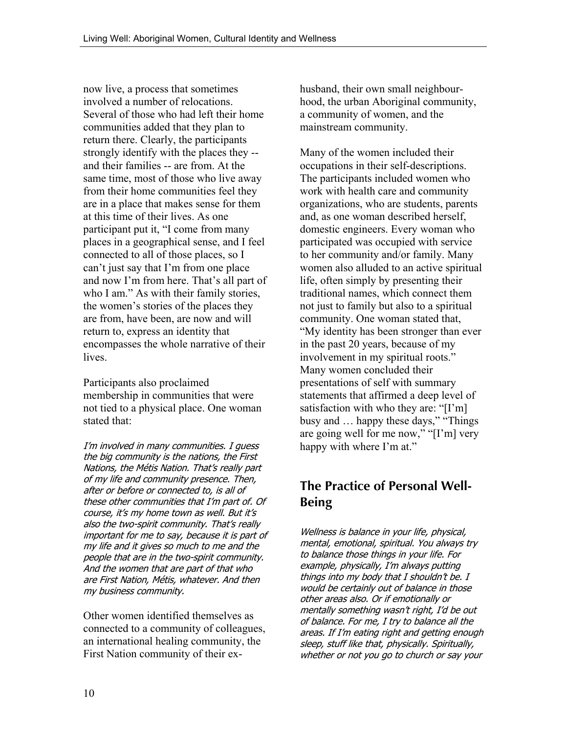now live, a process that sometimes involved a number of relocations. Several of those who had left their home communities added that they plan to return there. Clearly, the participants strongly identify with the places they -- and their families -- are from. At the same time, most of those who live away from their home communities feel they are in a place that makes sense for them at this time of their lives. As one participant put it, "I come from many places in a geographical sense, and I feel connected to all of those places, so I can't just say that I'm from one place and now I'm from here. That's all part of who I am." As with their family stories, the women's stories of the places they are from, have been, are now and will return to, express an identity that encompasses the whole narrative of their lives.

Participants also proclaimed membership in communities that were not tied to a physical place. One woman stated that:

*I'm involved in many communities. I guess the big community is the nations, the First Nations, the Métis Nation. That's really part of my life and community presence. Then, after or before or connected to, is all of these other communities that I'm part of. Of course, it's my home town as well. But it's also the two-spirit community. That's really important for me to say, because it is part of my life and it gives so much to me and the people that are in the two-spirit community. And the women that are part of that who are First Nation, Métis, whatever. And then my business community.*

Other women identified themselves as connected to a community of colleagues, an international healing community, the First Nation community of their ex-husband, their own small neighbourhood, the urban Aboriginal community, a community of women, and the mainstream community.

Many of the women included their occupations in their self-descriptions. The participants included women who work with health care and community organizations, who are students, parents and, as one woman described herself, domestic engineers. Every woman who participated was occupied with service to her community and/or family. Many women also alluded to an active spiritual life, often simply by presenting their traditional names, which connect them not just to family but also to a spiritual community. One woman stated that, "My identity has been stronger than ever in the past 20 years, because of my involvement in my spiritual roots." Many women concluded their presentations of self with summary statements that affirmed a deep level of satisfaction with who they are: "[I'm] busy and … happy these days," "Things are going well for me now," "[I'm] very happy with where I'm at."

## The Practice of Personal Well-Being

*Wellness is balance in your life, physical, mental, emotional, spiritual. You always try to balance those things in your life. For example, physically, I'm always putting things into my body that I shouldn't be. I would be certainly out of balance in those other areas also. Or if emotionally or mentally something wasn't right, I'd be out of balance. For me, I try to balance all the areas. If I'm eating right and getting enough sleep, stuff like that, physically. Spiritually, whether or not you go to church or say your*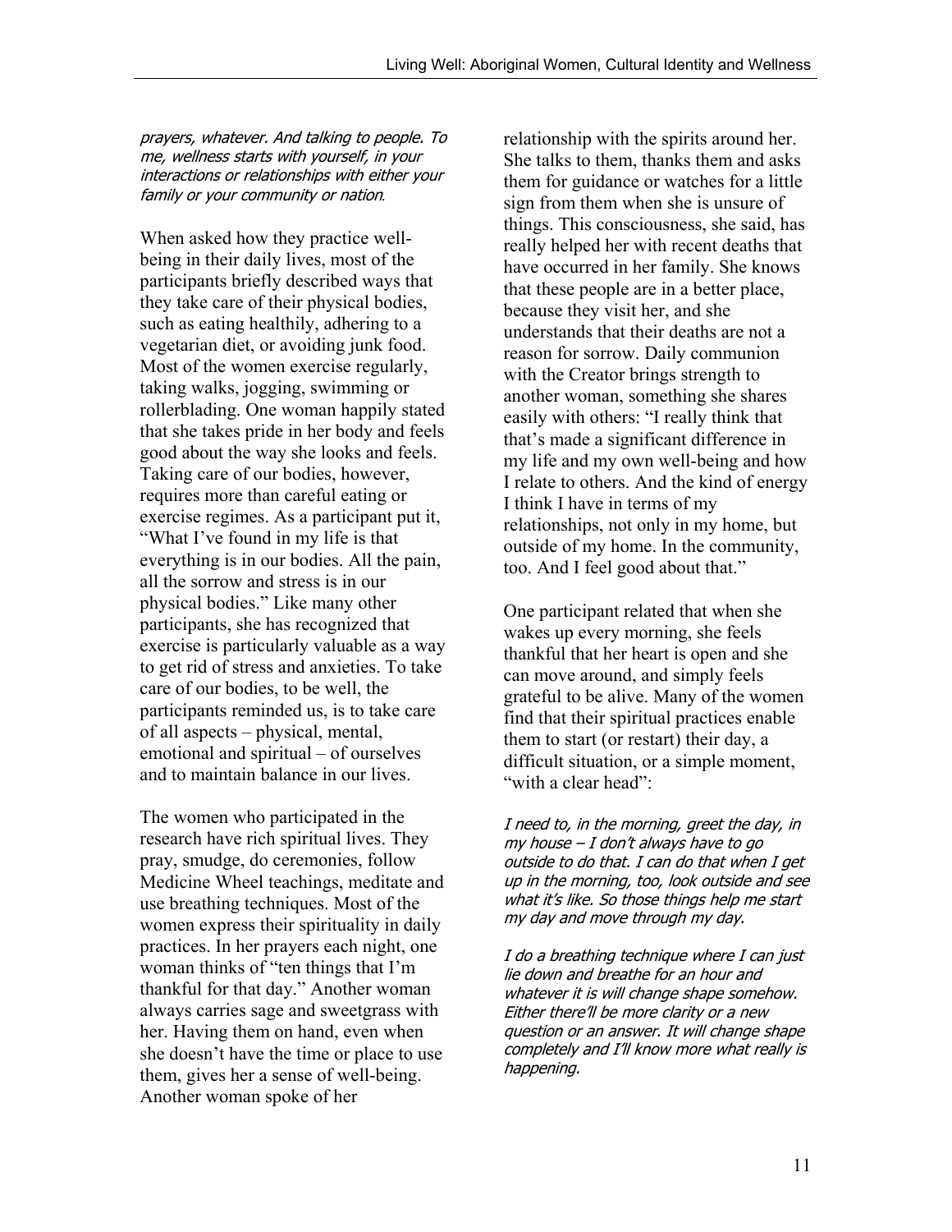*prayers, whatever. And talking to people. To me, wellness starts with yourself, in your interactions or relationships with either your family or your community or nation.*

When asked how they practice well-being in their daily lives, most of the participants briefly described ways that they take care of their physical bodies, such as eating healthily, adhering to a vegetarian diet, or avoiding junk food. Most of the women exercise regularly, taking walks, jogging, swimming or rollerblading. One woman happily stated that she takes pride in her body and feels good about the way she looks and feels. Taking care of our bodies, however, requires more than careful eating or exercise regimes. As a participant put it, "What I've found in my life is that everything is in our bodies. All the pain, all the sorrow and stress is in our physical bodies." Like many other participants, she has recognized that exercise is particularly valuable as a way to get rid of stress and anxieties. To take care of our bodies, to be well, the participants reminded us, is to take care of all aspects – physical, mental, emotional and spiritual – of ourselves and to maintain balance in our lives.

The women who participated in the research have rich spiritual lives. They pray, smudge, do ceremonies, follow Medicine Wheel teachings, meditate and use breathing techniques. Most of the women express their spirituality in daily practices. In her prayers each night, one woman thinks of "ten things that I'm thankful for that day." Another woman always carries sage and sweetgrass with her. Having them on hand, even when she doesn't have the time or place to use them, gives her a sense of well-being. Another woman spoke of her relationship with the spirits around her. She talks to them, thanks them and asks them for guidance or watches for a little sign from them when she is unsure of things. This consciousness, she said, has really helped her with recent deaths that have occurred in her family. She knows that these people are in a better place, because they visit her, and she understands that their deaths are not a reason for sorrow. Daily communion with the Creator brings strength to another woman, something she shares easily with others: "I really think that that's made a significant difference in my life and my own well-being and how I relate to others. And the kind of energy I think I have in terms of my relationships, not only in my home, but outside of my home. In the community, too. And I feel good about that."

One participant related that when she wakes up every morning, she feels thankful that her heart is open and she can move around, and simply feels grateful to be alive. Many of the women find that their spiritual practices enable them to start (or restart) their day, a difficult situation, or a simple moment, "with a clear head":

*I need to, in the morning, greet the day, in my house – I don't always have to go outside to do that. I can do that when I get up in the morning, too, look outside and see what it's like. So those things help me start my day and move through my day.*

*I do a breathing technique where I can just lie down and breathe for an hour and whatever it is will change shape somehow. Either there'll be more clarity or a new question or an answer. It will change shape completely and I'll know more what really is happening.*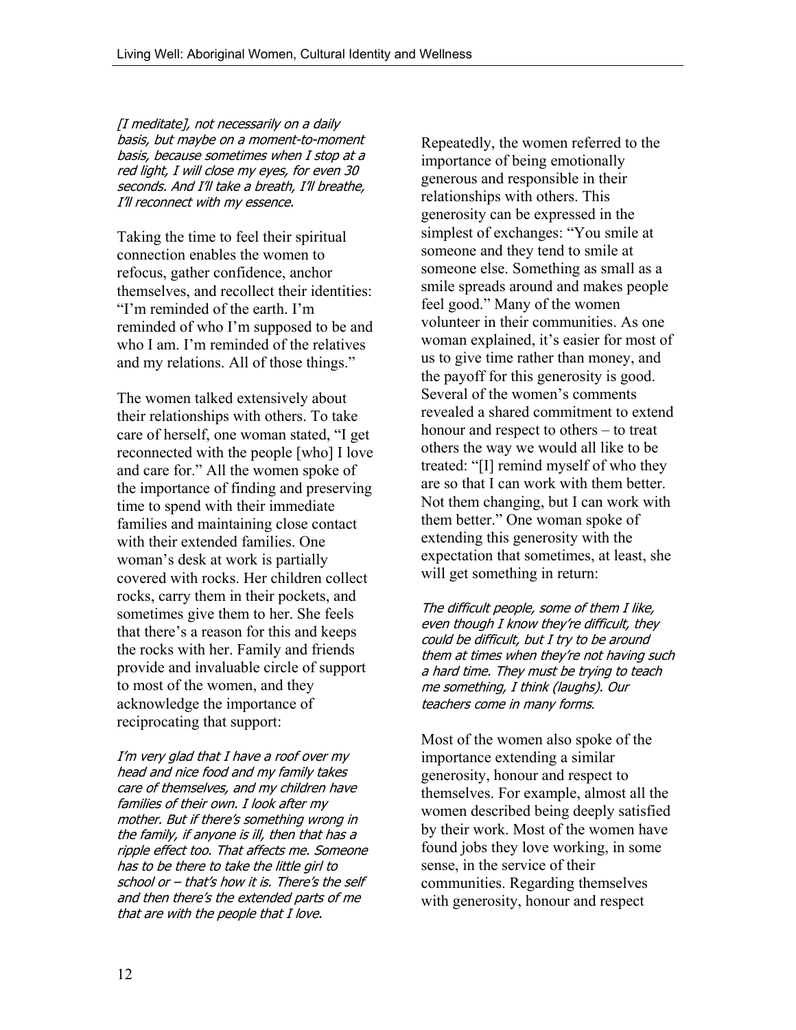*[I meditate], not necessarily on a daily basis, but maybe on a moment-to-moment basis, because sometimes when I stop at a red light, I will close my eyes, for even 30 seconds. And I'll take a breath, I'll breathe, I'll reconnect with my essence.*

Taking the time to feel their spiritual connection enables the women to refocus, gather confidence, anchor themselves, and recollect their identities: "I'm reminded of the earth. I'm reminded of who I'm supposed to be and who I am. I'm reminded of the relatives and my relations. All of those things."

The women talked extensively about their relationships with others. To take care of herself, one woman stated, "I get reconnected with the people [who] I love and care for." All the women spoke of the importance of finding and preserving time to spend with their immediate families and maintaining close contact with their extended families. One woman's desk at work is partially covered with rocks. Her children collect rocks, carry them in their pockets, and sometimes give them to her. She feels that there's a reason for this and keeps the rocks with her. Family and friends provide and invaluable circle of support to most of the women, and they acknowledge the importance of reciprocating that support:

*I'm very glad that I have a roof over my head and nice food and my family takes care of themselves, and my children have families of their own. I look after my mother. But if there's something wrong in the family, if anyone is ill, then that has a ripple effect too. That affects me. Someone has to be there to take the little girl to school or – that's how it is. There's the self and then there's the extended parts of me that are with the people that I love.*

Repeatedly, the women referred to the importance of being emotionally generous and responsible in their relationships with others. This generosity can be expressed in the simplest of exchanges: "You smile at someone and they tend to smile at someone else. Something as small as a smile spreads around and makes people feel good." Many of the women volunteer in their communities. As one woman explained, it's easier for most of us to give time rather than money, and the payoff for this generosity is good. Several of the women's comments revealed a shared commitment to extend honour and respect to others – to treat others the way we would all like to be treated: "[I] remind myself of who they are so that I can work with them better. Not them changing, but I can work with them better." One woman spoke of extending this generosity with the expectation that sometimes, at least, she will get something in return:

*The difficult people, some of them I like, even though I know they're difficult, they could be difficult, but I try to be around them at times when they're not having such a hard time. They must be trying to teach me something, I think (laughs). Our teachers come in many forms.*

Most of the women also spoke of the importance extending a similar generosity, honour and respect to themselves. For example, almost all the women described being deeply satisfied by their work. Most of the women have found jobs they love working, in some sense, in the service of their communities. Regarding themselves with generosity, honour and respect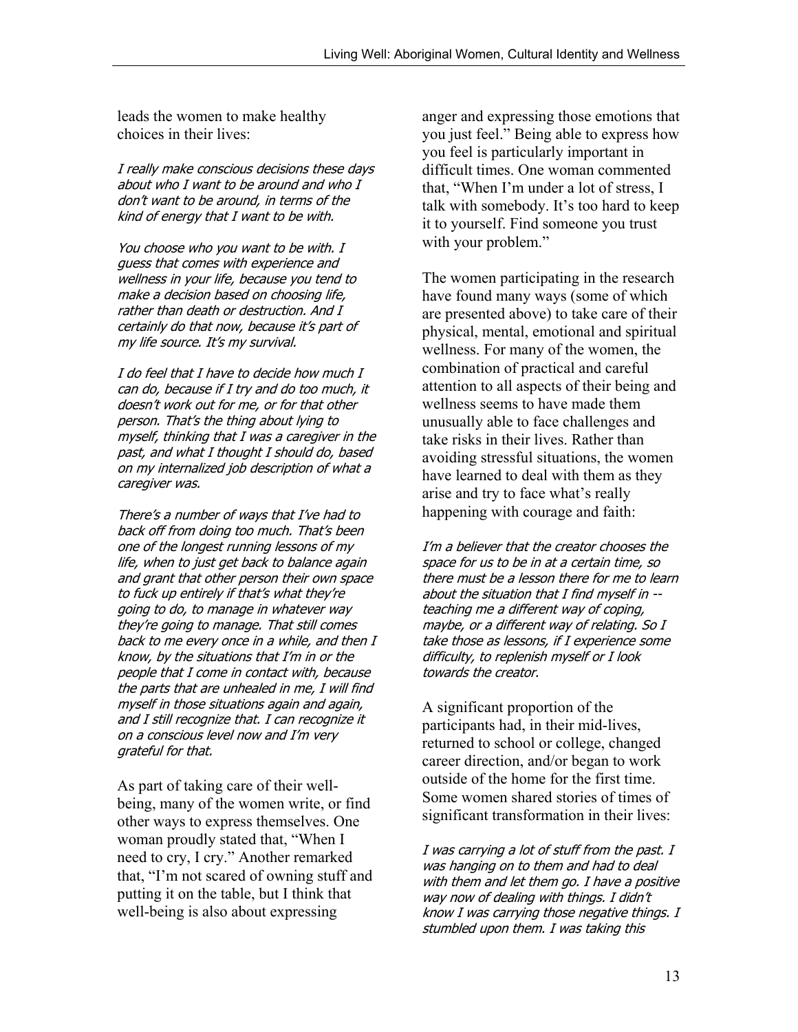leads the women to make healthy choices in their lives:

*I really make conscious decisions these days about who I want to be around and who I don't want to be around, in terms of the kind of energy that I want to be with.*

*You choose who you want to be with. I guess that comes with experience and wellness in your life, because you tend to make a decision based on choosing life, rather than death or destruction. And I certainly do that now, because it's part of my life source. It's my survival.*

*I do feel that I have to decide how much I can do, because if I try and do too much, it doesn't work out for me, or for that other person. That's the thing about lying to myself, thinking that I was a caregiver in the past, and what I thought I should do, based on my internalized job description of what a caregiver was.*

*There's a number of ways that I've had to back off from doing too much. That's been one of the longest running lessons of my life, when to just get back to balance again and grant that other person their own space to fuck up entirely if that's what they're going to do, to manage in whatever way they're going to manage. That still comes back to me every once in a while, and then I know, by the situations that I'm in or the people that I come in contact with, because the parts that are unhealed in me, I will find myself in those situations again and again, and I still recognize that. I can recognize it on a conscious level now and I'm very grateful for that.*

As part of taking care of their well-being, many of the women write, or find other ways to express themselves. One woman proudly stated that, "When I need to cry, I cry." Another remarked that, "I'm not scared of owning stuff and putting it on the table, but I think that well-being is also about expressing anger and expressing those emotions that you just feel." Being able to express how you feel is particularly important in difficult times. One woman commented that, "When I'm under a lot of stress, I talk with somebody. It's too hard to keep it to yourself. Find someone you trust with your problem."

The women participating in the research have found many ways (some of which are presented above) to take care of their physical, mental, emotional and spiritual wellness. For many of the women, the combination of practical and careful attention to all aspects of their being and wellness seems to have made them unusually able to face challenges and take risks in their lives. Rather than avoiding stressful situations, the women have learned to deal with them as they arise and try to face what's really happening with courage and faith:

*I'm a believer that the creator chooses the space for us to be in at a certain time, so there must be a lesson there for me to learn about the situation that I find myself in -- teaching me a different way of coping, maybe, or a different way of relating. So I take those as lessons, if I experience some difficulty, to replenish myself or I look towards the creator.*

A significant proportion of the participants had, in their mid-lives, returned to school or college, changed career direction, and/or began to work outside of the home for the first time. Some women shared stories of times of significant transformation in their lives:

*I was carrying a lot of stuff from the past. I was hanging on to them and had to deal with them and let them go. I have a positive way now of dealing with things. I didn't know I was carrying those negative things. I stumbled upon them. I was taking this*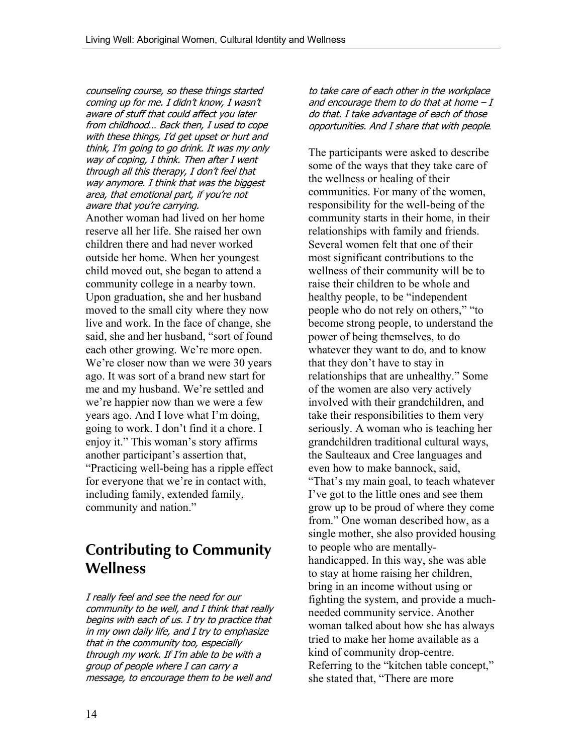*counseling course, so these things started coming up for me. I didn't know, I wasn't aware of stuff that could affect you later from childhood… Back then, I used to cope with these things, I'd get upset or hurt and think, I'm going to go drink. It was my only way of coping, I think. Then after I went through all this therapy, I don't feel that way anymore. I think that was the biggest area, that emotional part, if you're not aware that you're carrying.*

Another woman had lived on her home reserve all her life. She raised her own children there and had never worked outside her home. When her youngest child moved out, she began to attend a community college in a nearby town. Upon graduation, she and her husband moved to the small city where they now live and work. In the face of change, she said, she and her husband, "sort of found each other growing. We're more open. We're closer now than we were 30 years ago. It was sort of a brand new start for me and my husband. We're settled and we're happier now than we were a few years ago. And I love what I'm doing, going to work. I don't find it a chore. I enjoy it." This woman's story affirms another participant's assertion that, "Practicing well-being has a ripple effect for everyone that we're in contact with, including family, extended family, community and nation."

## Contributing to Community Wellness

*I really feel and see the need for our community to be well, and I think that really begins with each of us. I try to practice that in my own daily life, and I try to emphasize that in the community too, especially through my work. If I'm able to be with a group of people where I can carry a message, to encourage them to be well and to take care of each other in the workplace and encourage them to do that at home – I do that. I take advantage of each of those opportunities. And I share that with people.*

The participants were asked to describe some of the ways that they take care of the wellness or healing of their communities. For many of the women, responsibility for the well-being of the community starts in their home, in their relationships with family and friends. Several women felt that one of their most significant contributions to the wellness of their community will be to raise their children to be whole and healthy people, to be "independent people who do not rely on others," "to become strong people, to understand the power of being themselves, to do whatever they want to do, and to know that they don't have to stay in relationships that are unhealthy." Some of the women are also very actively involved with their grandchildren, and take their responsibilities to them very seriously. A woman who is teaching her grandchildren traditional cultural ways, the Saulteaux and Cree languages and even how to make bannock, said, "That's my main goal, to teach whatever I've got to the little ones and see them grow up to be proud of where they come from." One woman described how, as a single mother, she also provided housing to people who are mentally-handicapped. In this way, she was able to stay at home raising her children, bring in an income without using or fighting the system, and provide a much-needed community service. Another woman talked about how she has always tried to make her home available as a kind of community drop-centre. Referring to the "kitchen table concept," she stated that, "There are more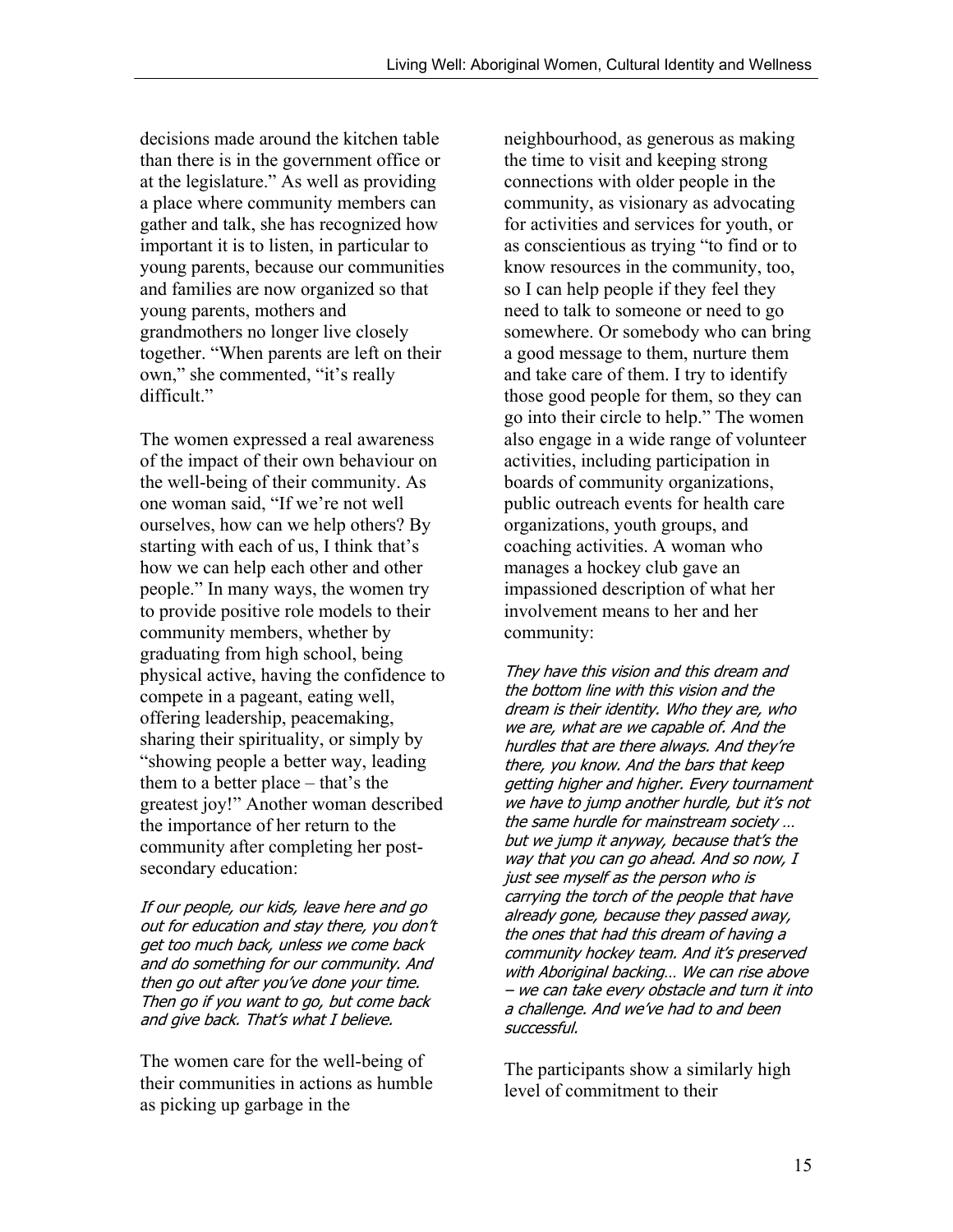decisions made around the kitchen table than there is in the government office or at the legislature." As well as providing a place where community members can gather and talk, she has recognized how important it is to listen, in particular to young parents, because our communities and families are now organized so that young parents, mothers and grandmothers no longer live closely together. "When parents are left on their own," she commented, "it's really difficult."

The women expressed a real awareness of the impact of their own behaviour on the well-being of their community. As one woman said, "If we're not well ourselves, how can we help others? By starting with each of us, I think that's how we can help each other and other people." In many ways, the women try to provide positive role models to their community members, whether by graduating from high school, being physical active, having the confidence to compete in a pageant, eating well, offering leadership, peacemaking, sharing their spirituality, or simply by "showing people a better way, leading them to a better place – that's the greatest joy!" Another woman described the importance of her return to the community after completing her post-secondary education:

*If our people, our kids, leave here and go out for education and stay there, you don't get too much back, unless we come back and do something for our community. And then go out after you've done your time. Then go if you want to go, but come back and give back. That's what I believe.*

The women care for the well-being of their communities in actions as humble as picking up garbage in the neighbourhood, as generous as making the time to visit and keeping strong connections with older people in the community, as visionary as advocating for activities and services for youth, or as conscientious as trying "to find or to know resources in the community, too, so I can help people if they feel they need to talk to someone or need to go somewhere. Or somebody who can bring a good message to them, nurture them and take care of them. I try to identify those good people for them, so they can go into their circle to help." The women also engage in a wide range of volunteer activities, including participation in boards of community organizations, public outreach events for health care organizations, youth groups, and coaching activities. A woman who manages a hockey club gave an impassioned description of what her involvement means to her and her community:

*They have this vision and this dream and the bottom line with this vision and the dream is their identity. Who they are, who we are, what are we capable of. And the hurdles that are there always. And they're there, you know. And the bars that keep getting higher and higher. Every tournament we have to jump another hurdle, but it's not the same hurdle for mainstream society … but we jump it anyway, because that's the way that you can go ahead. And so now, I just see myself as the person who is carrying the torch of the people that have already gone, because they passed away, the ones that had this dream of having a community hockey team. And it's preserved with Aboriginal backing… We can rise above – we can take every obstacle and turn it into a challenge. And we've had to and been successful.*

The participants show a similarly high level of commitment to their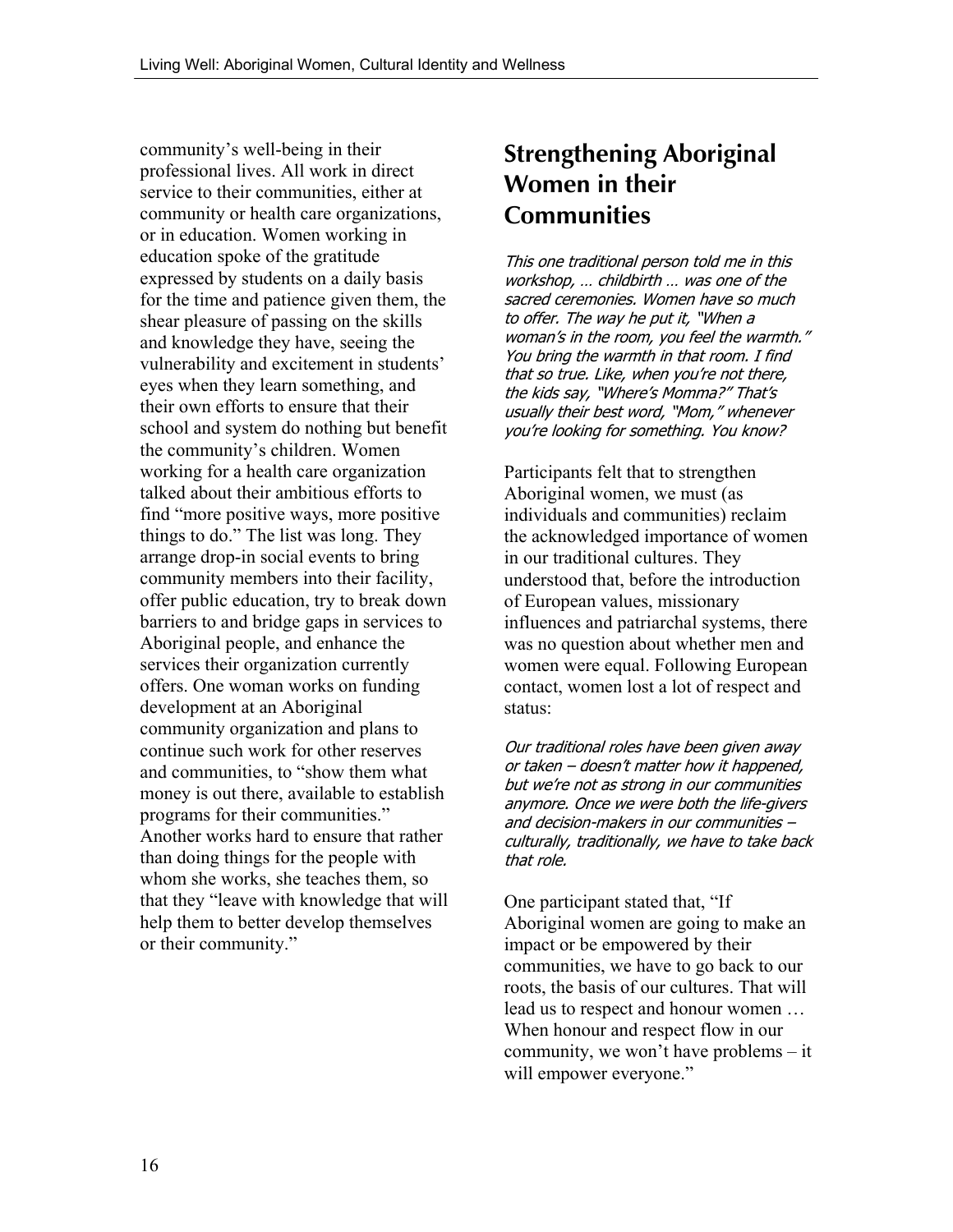community's well-being in their professional lives. All work in direct service to their communities, either at community or health care organizations, or in education. Women working in education spoke of the gratitude expressed by students on a daily basis for the time and patience given them, the shear pleasure of passing on the skills and knowledge they have, seeing the vulnerability and excitement in students' eyes when they learn something, and their own efforts to ensure that their school and system do nothing but benefit the community's children. Women working for a health care organization talked about their ambitious efforts to find "more positive ways, more positive things to do." The list was long. They arrange drop-in social events to bring community members into their facility, offer public education, try to break down barriers to and bridge gaps in services to Aboriginal people, and enhance the services their organization currently offers. One woman works on funding development at an Aboriginal community organization and plans to continue such work for other reserves and communities, to "show them what money is out there, available to establish programs for their communities." Another works hard to ensure that rather than doing things for the people with whom she works, she teaches them, so that they "leave with knowledge that will help them to better develop themselves or their community."

## Strengthening Aboriginal Women in their Communities

*This one traditional person told me in this workshop, … childbirth … was one of the sacred ceremonies. Women have so much to offer. The way he put it, "When a woman's in the room, you feel the warmth." You bring the warmth in that room. I find that so true. Like, when you're not there, the kids say, "Where's Momma?" That's usually their best word, "Mom," whenever you're looking for something. You know?*

Participants felt that to strengthen Aboriginal women, we must (as individuals and communities) reclaim the acknowledged importance of women in our traditional cultures. They understood that, before the introduction of European values, missionary influences and patriarchal systems, there was no question about whether men and women were equal. Following European contact, women lost a lot of respect and status:

*Our traditional roles have been given away or taken – doesn't matter how it happened, but we're not as strong in our communities anymore. Once we were both the life-givers and decision-makers in our communities – culturally, traditionally, we have to take back that role.*

One participant stated that, "If Aboriginal women are going to make an impact or be empowered by their communities, we have to go back to our roots, the basis of our cultures. That will lead us to respect and honour women … When honour and respect flow in our community, we won't have problems – it will empower everyone."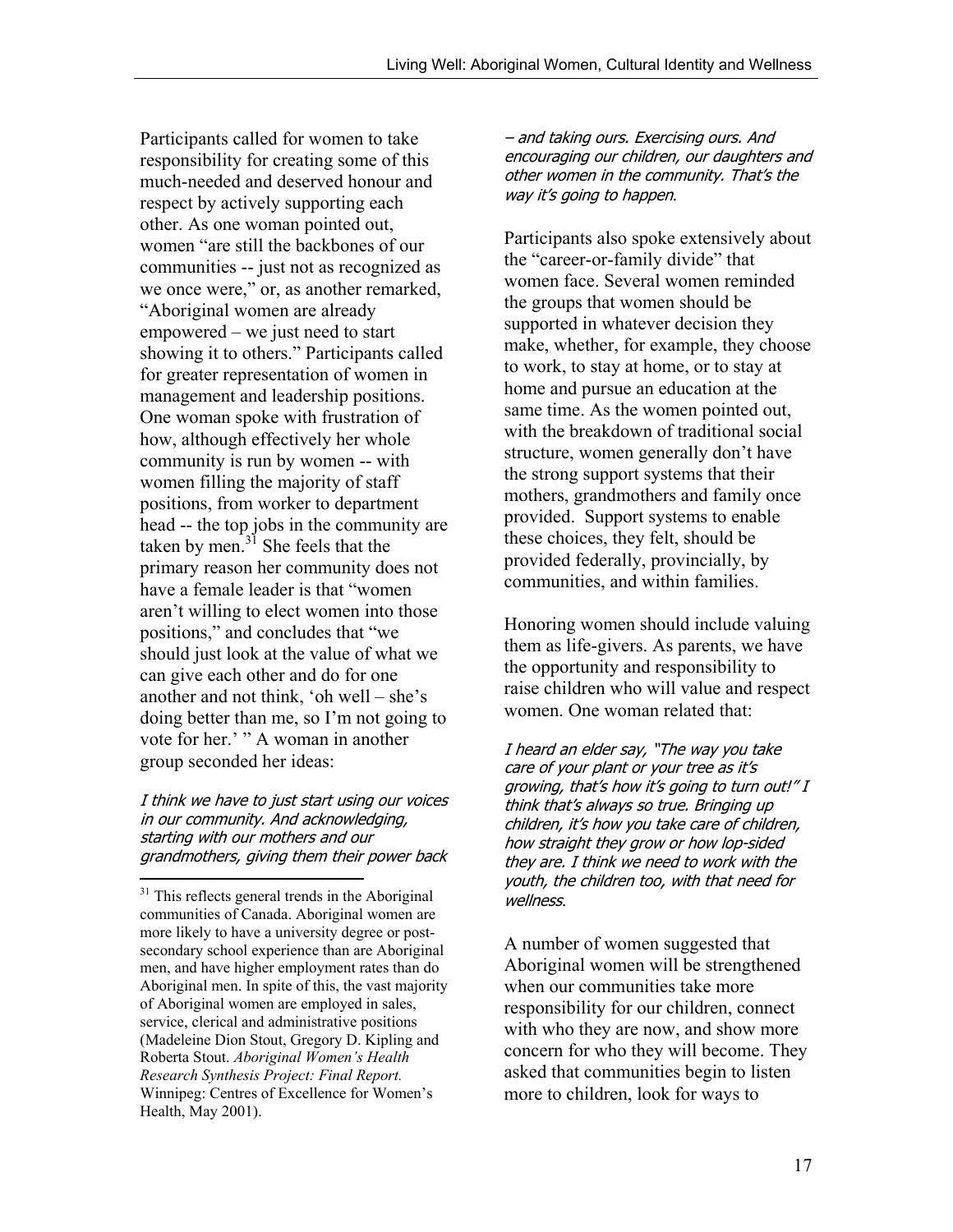Participants called for women to take responsibility for creating some of this much-needed and deserved honour and respect by actively supporting each other. As one woman pointed out, women "are still the backbones of our communities -- just not as recognized as we once were," or, as another remarked, "Aboriginal women are already empowered – we just need to start showing it to others." Participants called for greater representation of women in management and leadership positions. One woman spoke with frustration of how, although effectively her whole community is run by women -- with women filling the majority of staff positions, from worker to department head -- the top jobs in the community are taken by men.[31] She feels that the primary reason her community does not have a female leader is that "women aren't willing to elect women into those positions," and concludes that "we should just look at the value of what we can give each other and do for one another and not think, 'oh well – she's doing better than me, so I'm not going to vote for her.' " A woman in another group seconded her ideas:

*I think we have to just start using our voices in our community. And acknowledging, starting with our mothers and our grandmothers, giving them their power back – and taking ours. Exercising ours. And encouraging our children, our daughters and other women in the community. That's the way it's going to happen.*

Participants also spoke extensively about the "career-or-family divide" that women face. Several women reminded the groups that women should be supported in whatever decision they make, whether, for example, they choose to work, to stay at home, or to stay at home and pursue an education at the same time. As the women pointed out, with the breakdown of traditional social structure, women generally don't have the strong support systems that their mothers, grandmothers and family once provided. Support systems to enable these choices, they felt, should be provided federally, provincially, by communities, and within families.

Honoring women should include valuing them as life-givers. As parents, we have the opportunity and responsibility to raise children who will value and respect women. One woman related that:

*I heard an elder say, "The way you take care of your plant or your tree as it's growing, that's how it's going to turn out!" I think that's always so true. Bringing up children, it's how you take care of children, how straight they grow or how lop-sided they are. I think we need to work with the youth, the children too, with that need for wellness.*

A number of women suggested that Aboriginal women will be strengthened when our communities take more responsibility for our children, connect with who they are now, and show more concern for who they will become. They asked that communities begin to listen more to children, look for ways to

---

[31] This reflects general trends in the Aboriginal communities of Canada. Aboriginal women are more likely to have a university degree or post-secondary school experience than are Aboriginal men, and have higher employment rates than do Aboriginal men. In spite of this, the vast majority of Aboriginal women are employed in sales, service, clerical and administrative positions (Madeleine Dion Stout, Gregory D. Kipling and Roberta Stout. *Aboriginal Women's Health Research Synthesis Project: Final Report.* Winnipeg: Centres of Excellence for Women's Health, May 2001).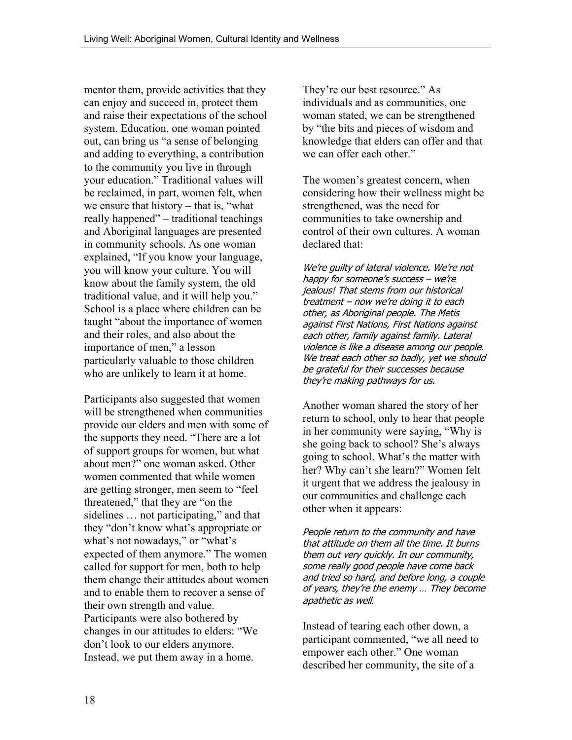mentor them, provide activities that they can enjoy and succeed in, protect them and raise their expectations of the school system. Education, one woman pointed out, can bring us "a sense of belonging and adding to everything, a contribution to the community you live in through your education." Traditional values will be reclaimed, in part, women felt, when we ensure that history – that is, "what really happened" – traditional teachings and Aboriginal languages are presented in community schools. As one woman explained, "If you know your language, you will know your culture. You will know about the family system, the old traditional value, and it will help you." School is a place where children can be taught "about the importance of women and their roles, and also about the importance of men," a lesson particularly valuable to those children who are unlikely to learn it at home.

Participants also suggested that women will be strengthened when communities provide our elders and men with some of the supports they need. "There are a lot of support groups for women, but what about men?" one woman asked. Other women commented that while women are getting stronger, men seem to "feel threatened," that they are "on the sidelines … not participating," and that they "don't know what's appropriate or what's not nowadays," or "what's expected of them anymore." The women called for support for men, both to help them change their attitudes about women and to enable them to recover a sense of their own strength and value. Participants were also bothered by changes in our attitudes to elders: "We don't look to our elders anymore. Instead, we put them away in a home. They're our best resource." As individuals and as communities, one woman stated, we can be strengthened by "the bits and pieces of wisdom and knowledge that elders can offer and that we can offer each other."

The women's greatest concern, when considering how their wellness might be strengthened, was the need for communities to take ownership and control of their own cultures. A woman declared that:

*We're guilty of lateral violence. We're not happy for someone's success – we're jealous! That stems from our historical treatment – now we're doing it to each other, as Aboriginal people. The Metis against First Nations, First Nations against each other, family against family. Lateral violence is like a disease among our people. We treat each other so badly, yet we should be grateful for their successes because they're making pathways for us.*

Another woman shared the story of her return to school, only to hear that people in her community were saying, "Why is she going back to school? She's always going to school. What's the matter with her? Why can't she learn?" Women felt it urgent that we address the jealousy in our communities and challenge each other when it appears:

*People return to the community and have that attitude on them all the time. It burns them out very quickly. In our community, some really good people have come back and tried so hard, and before long, a couple of years, they're the enemy … They become apathetic as well.*

Instead of tearing each other down, a participant commented, "we all need to empower each other." One woman described her community, the site of a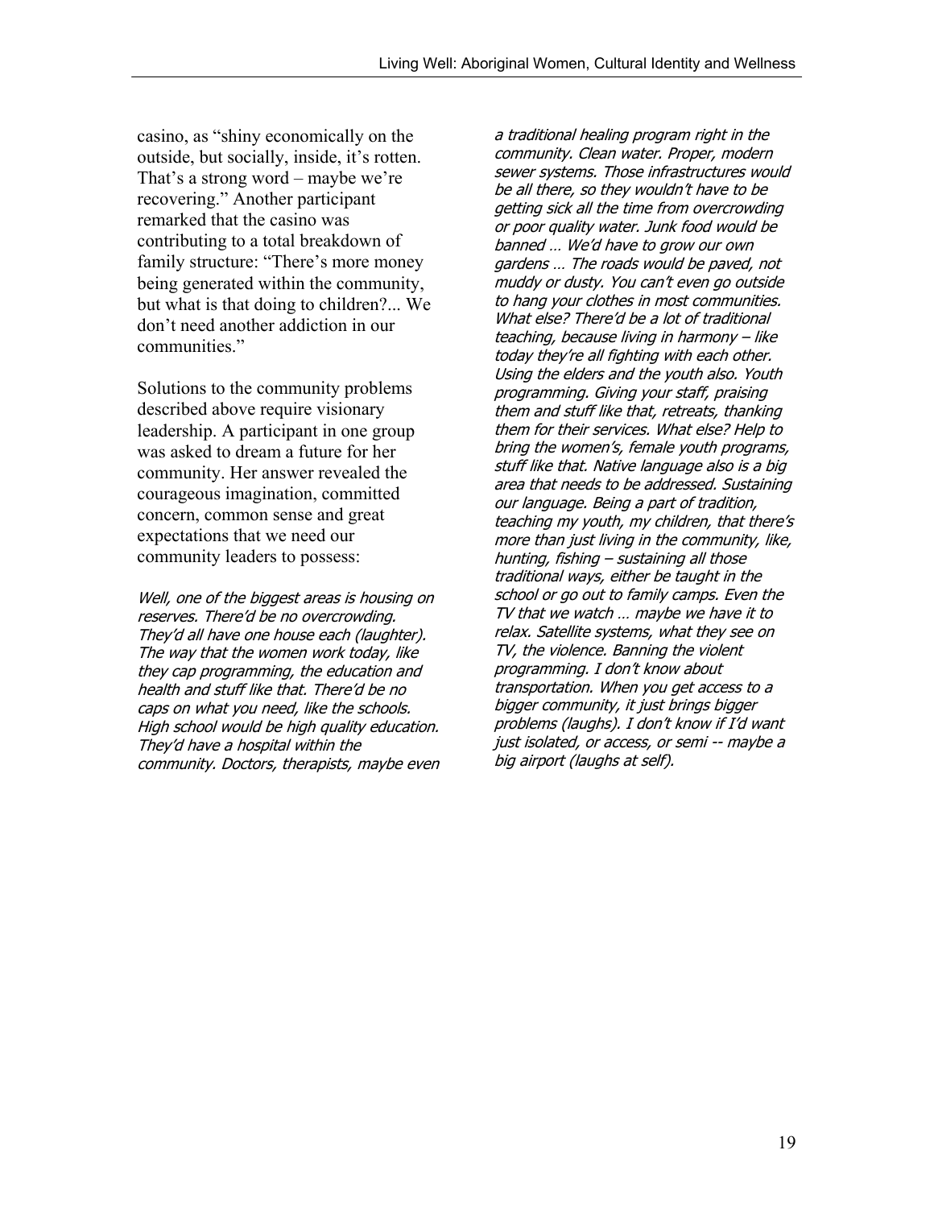casino, as "shiny economically on the outside, but socially, inside, it's rotten. That's a strong word – maybe we're recovering." Another participant remarked that the casino was contributing to a total breakdown of family structure: "There's more money being generated within the community, but what is that doing to children?... We don't need another addiction in our communities."

Solutions to the community problems described above require visionary leadership. A participant in one group was asked to dream a future for her community. Her answer revealed the courageous imagination, committed concern, common sense and great expectations that we need our community leaders to possess:

*Well, one of the biggest areas is housing on reserves. There'd be no overcrowding. They'd all have one house each (laughter). The way that the women work today, like they cap programming, the education and health and stuff like that. There'd be no caps on what you need, like the schools. High school would be high quality education. They'd have a hospital within the community. Doctors, therapists, maybe even a traditional healing program right in the community. Clean water. Proper, modern sewer systems. Those infrastructures would be all there, so they wouldn't have to be getting sick all the time from overcrowding or poor quality water. Junk food would be banned … We'd have to grow our own gardens … The roads would be paved, not muddy or dusty. You can't even go outside to hang your clothes in most communities. What else? There'd be a lot of traditional teaching, because living in harmony – like today they're all fighting with each other. Using the elders and the youth also. Youth programming. Giving your staff, praising them and stuff like that, retreats, thanking them for their services. What else? Help to bring the women's, female youth programs, stuff like that. Native language also is a big area that needs to be addressed. Sustaining our language. Being a part of tradition, teaching my youth, my children, that there's more than just living in the community, like, hunting, fishing – sustaining all those traditional ways, either be taught in the school or go out to family camps. Even the TV that we watch … maybe we have it to relax. Satellite systems, what they see on TV, the violence. Banning the violent programming. I don't know about transportation. When you get access to a bigger community, it just brings bigger problems (laughs). I don't know if I'd want just isolated, or access, or semi -- maybe a big airport (laughs at self).*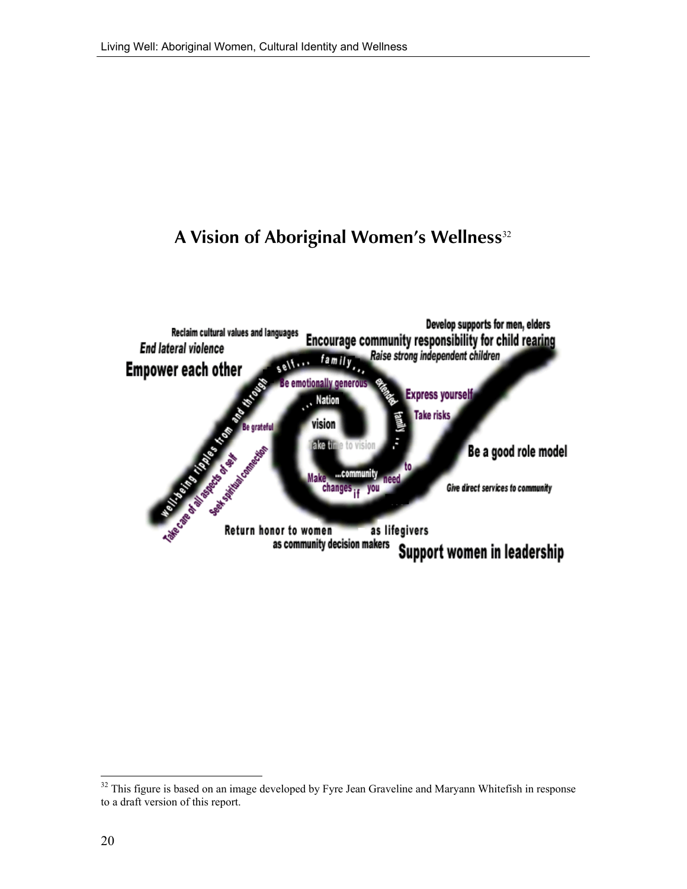## A Vision of Aboriginal Women's Wellness[32]

Reclaim cultural values and languages

*End lateral violence*

**Empower each other**

Develop supports for men, elders

**Encourage community responsibility for child rearing**

*Raise strong independent children*

well-being ripples from and through self… family… extended family… Nation… vision… community

Be emotionally generous

Express yourself

Take risks

Be grateful

Take time to vision

Make changes if you need to

Take care of all aspects of self

Seek spiritual connection

**Be a good role model**

*Give direct services to community*

Return honor to women as lifegivers as community decision makers

**Support women in leadership**

---

[32] This figure is based on an image developed by Fyre Jean Graveline and Maryann Whitefish in response to a draft version of this report.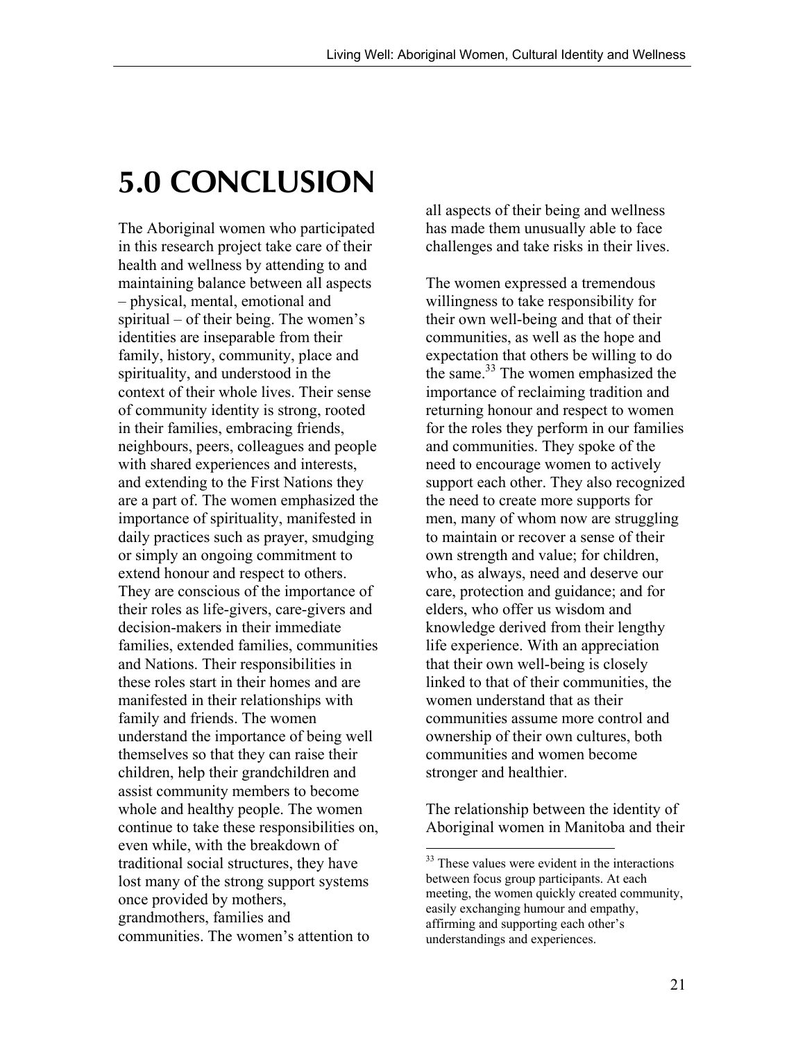# 5.0 CONCLUSION

The Aboriginal women who participated in this research project take care of their health and wellness by attending to and maintaining balance between all aspects – physical, mental, emotional and spiritual – of their being. The women's identities are inseparable from their family, history, community, place and spirituality, and understood in the context of their whole lives. Their sense of community identity is strong, rooted in their families, embracing friends, neighbours, peers, colleagues and people with shared experiences and interests, and extending to the First Nations they are a part of. The women emphasized the importance of spirituality, manifested in daily practices such as prayer, smudging or simply an ongoing commitment to extend honour and respect to others. They are conscious of the importance of their roles as life-givers, care-givers and decision-makers in their immediate families, extended families, communities and Nations. Their responsibilities in these roles start in their homes and are manifested in their relationships with family and friends. The women understand the importance of being well themselves so that they can raise their children, help their grandchildren and assist community members to become whole and healthy people. The women continue to take these responsibilities on, even while, with the breakdown of traditional social structures, they have lost many of the strong support systems once provided by mothers, grandmothers, families and communities. The women's attention to all aspects of their being and wellness has made them unusually able to face challenges and take risks in their lives.

The women expressed a tremendous willingness to take responsibility for their own well-being and that of their communities, as well as the hope and expectation that others be willing to do the same.[33] The women emphasized the importance of reclaiming tradition and returning honour and respect to women for the roles they perform in our families and communities. They spoke of the need to encourage women to actively support each other. They also recognized the need to create more supports for men, many of whom now are struggling to maintain or recover a sense of their own strength and value; for children, who, as always, need and deserve our care, protection and guidance; and for elders, who offer us wisdom and knowledge derived from their lengthy life experience. With an appreciation that their own well-being is closely linked to that of their communities, the women understand that as their communities assume more control and ownership of their own cultures, both communities and women become stronger and healthier.

The relationship between the identity of Aboriginal women in Manitoba and their

[33] These values were evident in the interactions between focus group participants. At each meeting, the women quickly created community, easily exchanging humour and empathy, affirming and supporting each other's understandings and experiences.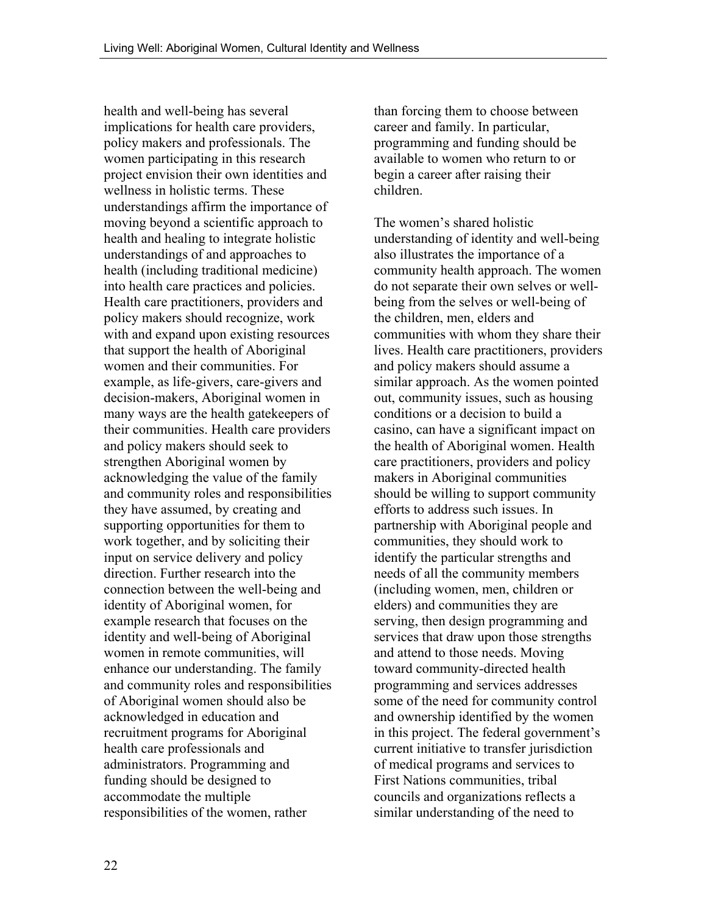health and well-being has several implications for health care providers, policy makers and professionals. The women participating in this research project envision their own identities and wellness in holistic terms. These understandings affirm the importance of moving beyond a scientific approach to health and healing to integrate holistic understandings of and approaches to health (including traditional medicine) into health care practices and policies. Health care practitioners, providers and policy makers should recognize, work with and expand upon existing resources that support the health of Aboriginal women and their communities. For example, as life-givers, care-givers and decision-makers, Aboriginal women in many ways are the health gatekeepers of their communities. Health care providers and policy makers should seek to strengthen Aboriginal women by acknowledging the value of the family and community roles and responsibilities they have assumed, by creating and supporting opportunities for them to work together, and by soliciting their input on service delivery and policy direction. Further research into the connection between the well-being and identity of Aboriginal women, for example research that focuses on the identity and well-being of Aboriginal women in remote communities, will enhance our understanding. The family and community roles and responsibilities of Aboriginal women should also be acknowledged in education and recruitment programs for Aboriginal health care professionals and administrators. Programming and funding should be designed to accommodate the multiple responsibilities of the women, rather than forcing them to choose between career and family. In particular, programming and funding should be available to women who return to or begin a career after raising their children.

The women's shared holistic understanding of identity and well-being also illustrates the importance of a community health approach. The women do not separate their own selves or well-being from the selves or well-being of the children, men, elders and communities with whom they share their lives. Health care practitioners, providers and policy makers should assume a similar approach. As the women pointed out, community issues, such as housing conditions or a decision to build a casino, can have a significant impact on the health of Aboriginal women. Health care practitioners, providers and policy makers in Aboriginal communities should be willing to support community efforts to address such issues. In partnership with Aboriginal people and communities, they should work to identify the particular strengths and needs of all the community members (including women, men, children or elders) and communities they are serving, then design programming and services that draw upon those strengths and attend to those needs. Moving toward community-directed health programming and services addresses some of the need for community control and ownership identified by the women in this project. The federal government's current initiative to transfer jurisdiction of medical programs and services to First Nations communities, tribal councils and organizations reflects a similar understanding of the need to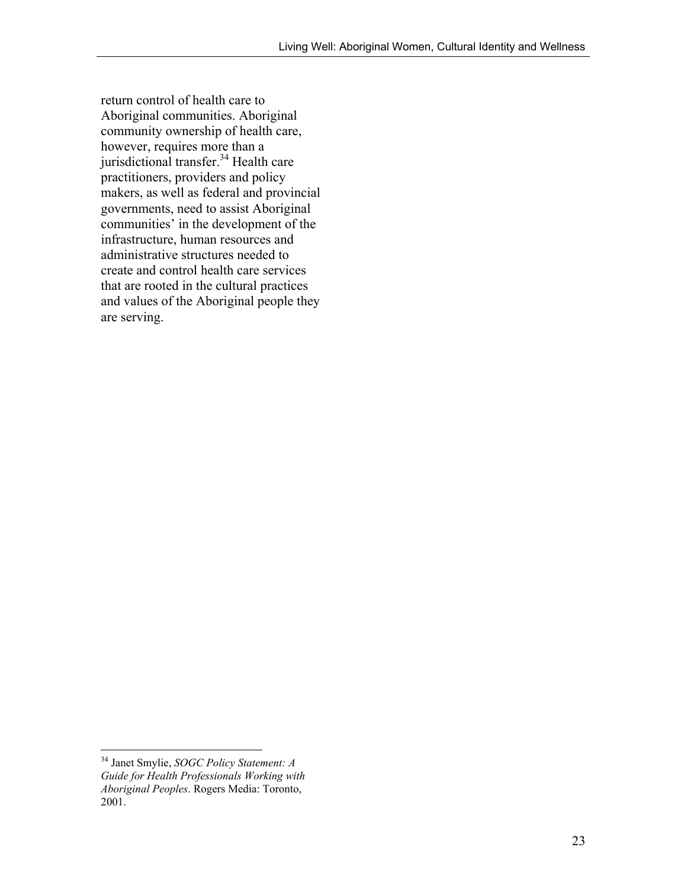return control of health care to Aboriginal communities. Aboriginal community ownership of health care, however, requires more than a jurisdictional transfer.[34] Health care practitioners, providers and policy makers, as well as federal and provincial governments, need to assist Aboriginal communities' in the development of the infrastructure, human resources and administrative structures needed to create and control health care services that are rooted in the cultural practices and values of the Aboriginal people they are serving.

---

[34] Janet Smylie, *SOGC Policy Statement: A Guide for Health Professionals Working with Aboriginal Peoples*. Rogers Media: Toronto, 2001.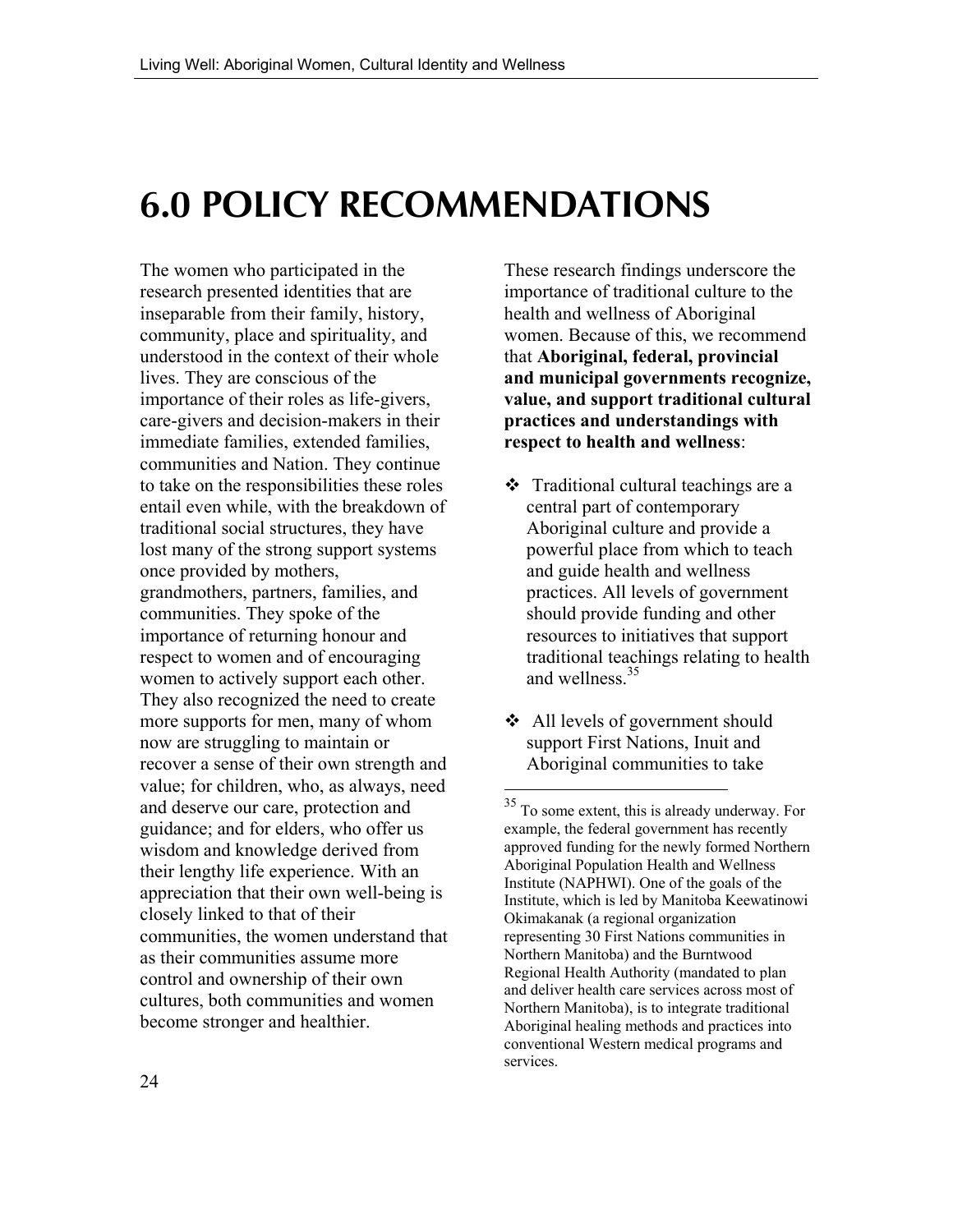# 6.0 POLICY RECOMMENDATIONS

The women who participated in the research presented identities that are inseparable from their family, history, community, place and spirituality, and understood in the context of their whole lives. They are conscious of the importance of their roles as life-givers, care-givers and decision-makers in their immediate families, extended families, communities and Nation. They continue to take on the responsibilities these roles entail even while, with the breakdown of traditional social structures, they have lost many of the strong support systems once provided by mothers, grandmothers, partners, families, and communities. They spoke of the importance of returning honour and respect to women and of encouraging women to actively support each other. They also recognized the need to create more supports for men, many of whom now are struggling to maintain or recover a sense of their own strength and value; for children, who, as always, need and deserve our care, protection and guidance; and for elders, who offer us wisdom and knowledge derived from their lengthy life experience. With an appreciation that their own well-being is closely linked to that of their communities, the women understand that as their communities assume more control and ownership of their own cultures, both communities and women become stronger and healthier.

These research findings underscore the importance of traditional culture to the health and wellness of Aboriginal women. Because of this, we recommend that **Aboriginal, federal, provincial and municipal governments recognize, value, and support traditional cultural practices and understandings with respect to health and wellness**:

- Traditional cultural teachings are a central part of contemporary Aboriginal culture and provide a powerful place from which to teach and guide health and wellness practices. All levels of government should provide funding and other resources to initiatives that support traditional teachings relating to health and wellness.[35]

- All levels of government should support First Nations, Inuit and Aboriginal communities to take

[35] To some extent, this is already underway. For example, the federal government has recently approved funding for the newly formed Northern Aboriginal Population Health and Wellness Institute (NAPHWI). One of the goals of the Institute, which is led by Manitoba Keewatinowi Okimakanak (a regional organization representing 30 First Nations communities in Northern Manitoba) and the Burntwood Regional Health Authority (mandated to plan and deliver health care services across most of Northern Manitoba), is to integrate traditional Aboriginal healing methods and practices into conventional Western medical programs and services.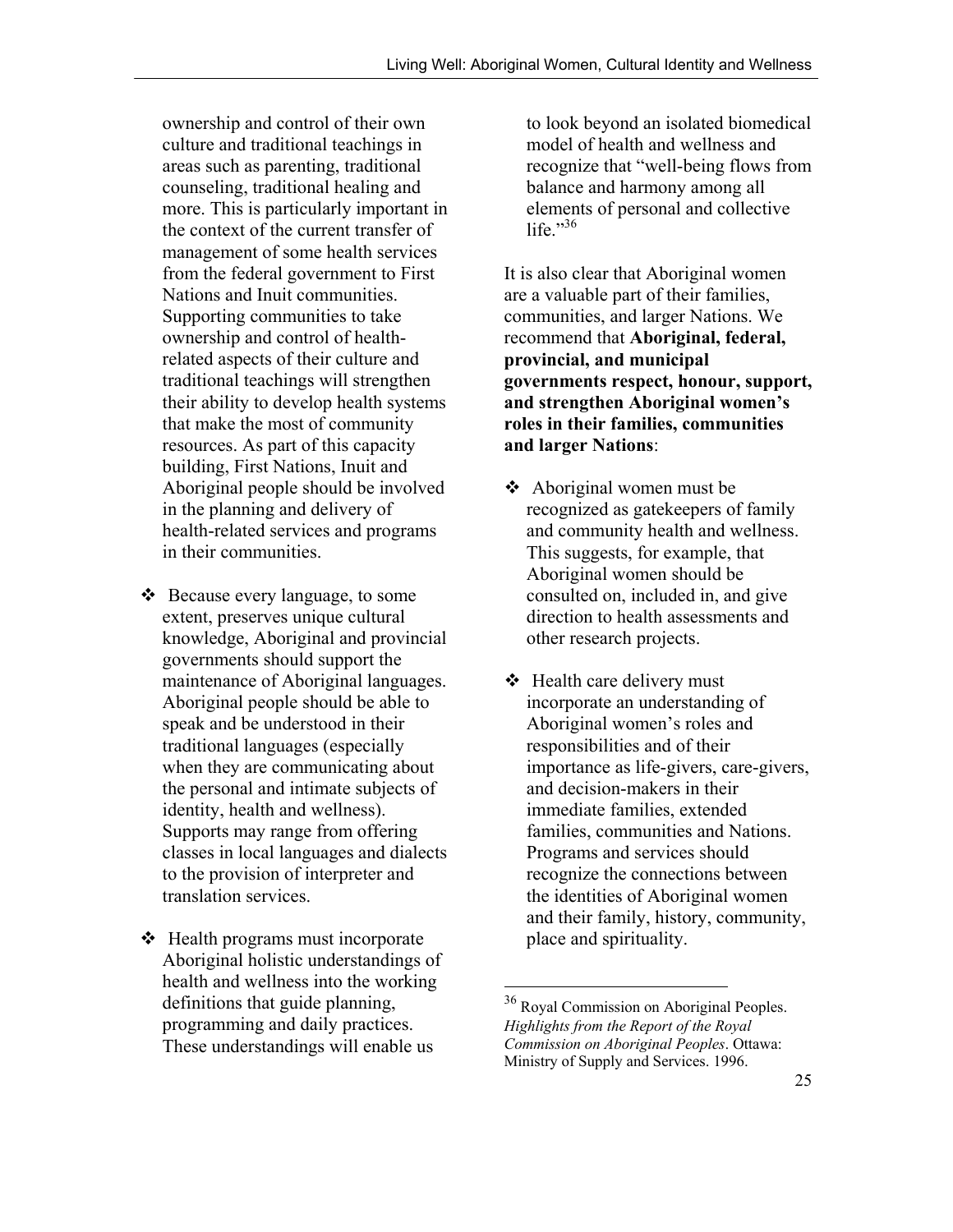ownership and control of their own culture and traditional teachings in areas such as parenting, traditional counseling, traditional healing and more. This is particularly important in the context of the current transfer of management of some health services from the federal government to First Nations and Inuit communities. Supporting communities to take ownership and control of health-related aspects of their culture and traditional teachings will strengthen their ability to develop health systems that make the most of community resources. As part of this capacity building, First Nations, Inuit and Aboriginal people should be involved in the planning and delivery of health-related services and programs in their communities.

- Because every language, to some extent, preserves unique cultural knowledge, Aboriginal and provincial governments should support the maintenance of Aboriginal languages. Aboriginal people should be able to speak and be understood in their traditional languages (especially when they are communicating about the personal and intimate subjects of identity, health and wellness). Supports may range from offering classes in local languages and dialects to the provision of interpreter and translation services.

- Health programs must incorporate Aboriginal holistic understandings of health and wellness into the working definitions that guide planning, programming and daily practices. These understandings will enable us to look beyond an isolated biomedical model of health and wellness and recognize that "well-being flows from balance and harmony among all elements of personal and collective life."[36]

It is also clear that Aboriginal women are a valuable part of their families, communities, and larger Nations. We recommend that **Aboriginal, federal, provincial, and municipal governments respect, honour, support, and strengthen Aboriginal women's roles in their families, communities and larger Nations**:

- Aboriginal women must be recognized as gatekeepers of family and community health and wellness. This suggests, for example, that Aboriginal women should be consulted on, included in, and give direction to health assessments and other research projects.

- Health care delivery must incorporate an understanding of Aboriginal women's roles and responsibilities and of their importance as life-givers, care-givers, and decision-makers in their immediate families, extended families, communities and Nations. Programs and services should recognize the connections between the identities of Aboriginal women and their family, history, community, place and spirituality.

---

[36] Royal Commission on Aboriginal Peoples. *Highlights from the Report of the Royal Commission on Aboriginal Peoples*. Ottawa: Ministry of Supply and Services. 1996.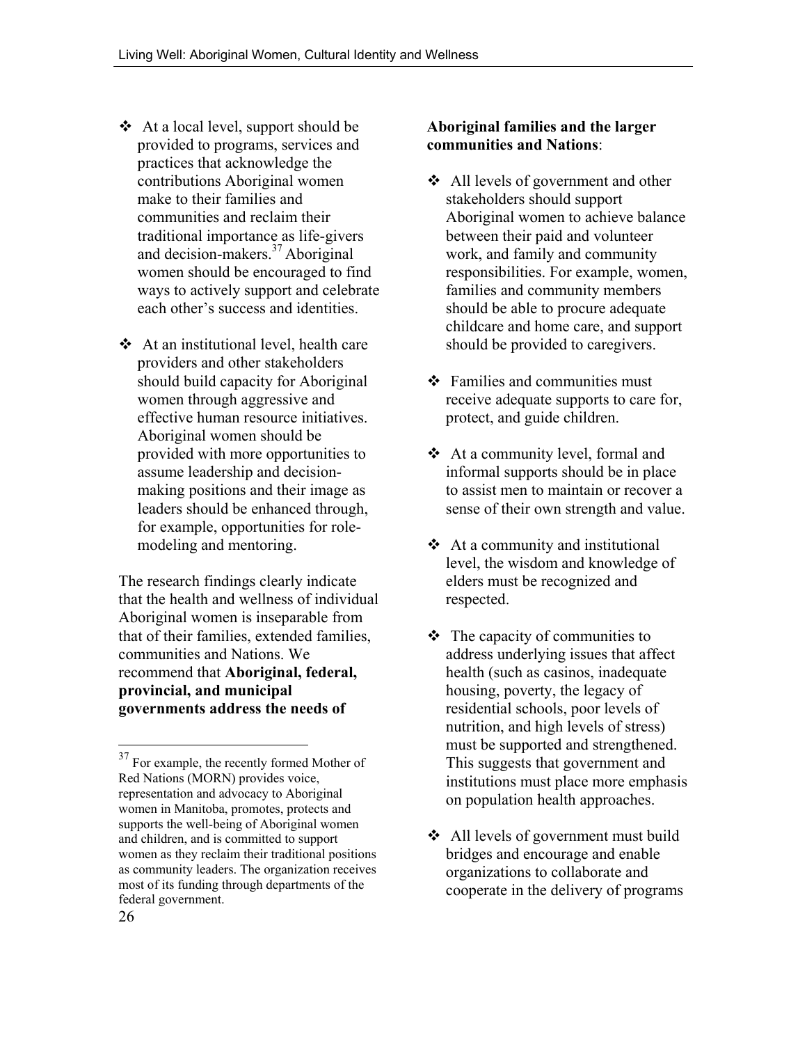- At a local level, support should be provided to programs, services and practices that acknowledge the contributions Aboriginal women make to their families and communities and reclaim their traditional importance as life-givers and decision-makers.[37] Aboriginal women should be encouraged to find ways to actively support and celebrate each other's success and identities.

- At an institutional level, health care providers and other stakeholders should build capacity for Aboriginal women through aggressive and effective human resource initiatives. Aboriginal women should be provided with more opportunities to assume leadership and decision-making positions and their image as leaders should be enhanced through, for example, opportunities for role-modeling and mentoring.

The research findings clearly indicate that the health and wellness of individual Aboriginal women is inseparable from that of their families, extended families, communities and Nations. We recommend that **Aboriginal, federal, provincial, and municipal governments address the needs of Aboriginal families and the larger communities and Nations**:

- All levels of government and other stakeholders should support Aboriginal women to achieve balance between their paid and volunteer work, and family and community responsibilities. For example, women, families and community members should be able to procure adequate childcare and home care, and support should be provided to caregivers.

- Families and communities must receive adequate supports to care for, protect, and guide children.

- At a community level, formal and informal supports should be in place to assist men to maintain or recover a sense of their own strength and value.

- At a community and institutional level, the wisdom and knowledge of elders must be recognized and respected.

- The capacity of communities to address underlying issues that affect health (such as casinos, inadequate housing, poverty, the legacy of residential schools, poor levels of nutrition, and high levels of stress) must be supported and strengthened. This suggests that government and institutions must place more emphasis on population health approaches.

- All levels of government must build bridges and encourage and enable organizations to collaborate and cooperate in the delivery of programs

[37] For example, the recently formed Mother of Red Nations (MORN) provides voice, representation and advocacy to Aboriginal women in Manitoba, promotes, protects and supports the well-being of Aboriginal women and children, and is committed to support women as they reclaim their traditional positions as community leaders. The organization receives most of its funding through departments of the federal government.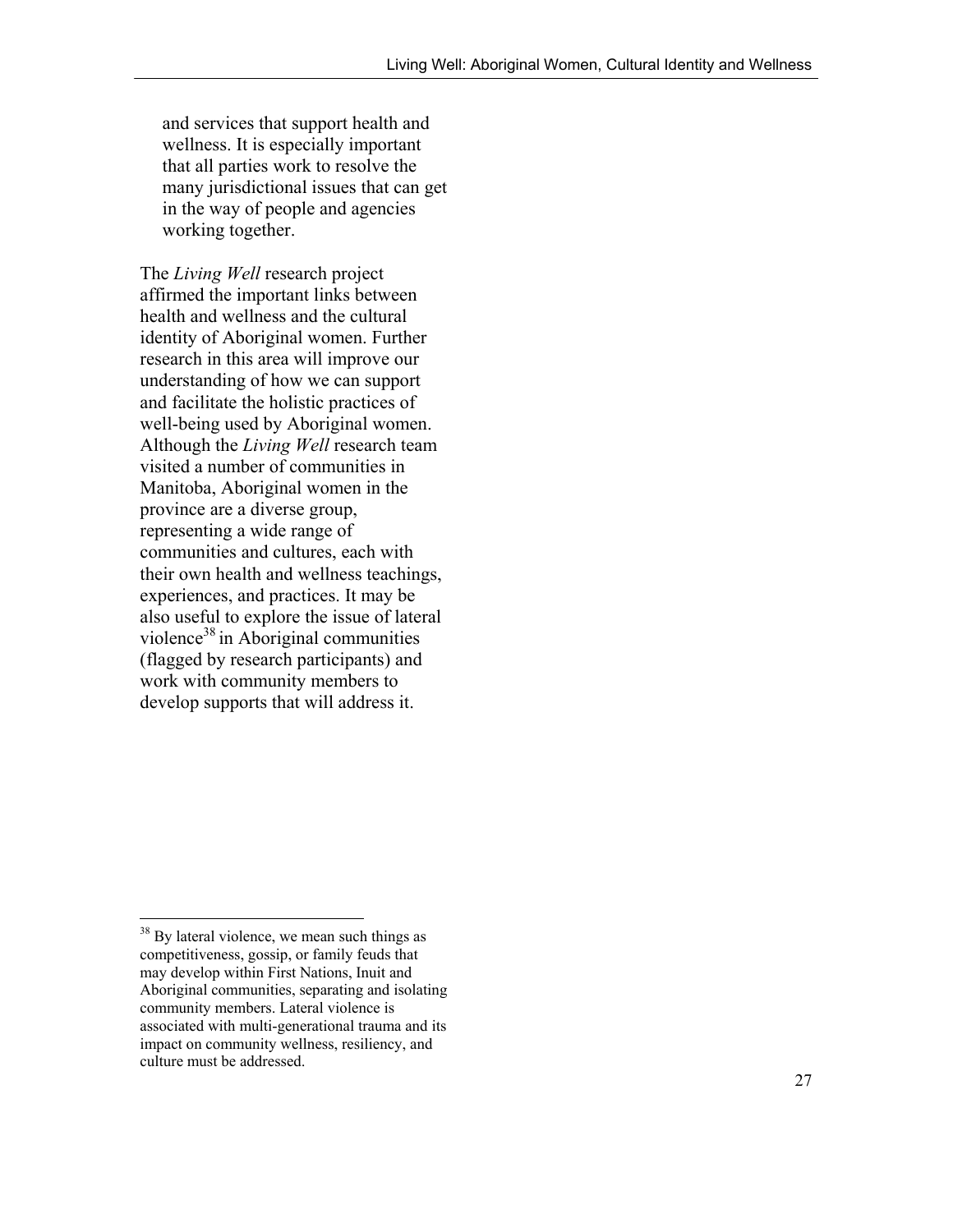and services that support health and wellness. It is especially important that all parties work to resolve the many jurisdictional issues that can get in the way of people and agencies working together.

The *Living Well* research project affirmed the important links between health and wellness and the cultural identity of Aboriginal women. Further research in this area will improve our understanding of how we can support and facilitate the holistic practices of well-being used by Aboriginal women. Although the *Living Well* research team visited a number of communities in Manitoba, Aboriginal women in the province are a diverse group, representing a wide range of communities and cultures, each with their own health and wellness teachings, experiences, and practices. It may be also useful to explore the issue of lateral violence[38] in Aboriginal communities (flagged by research participants) and work with community members to develop supports that will address it.

---

[38] By lateral violence, we mean such things as competitiveness, gossip, or family feuds that may develop within First Nations, Inuit and Aboriginal communities, separating and isolating community members. Lateral violence is associated with multi-generational trauma and its impact on community wellness, resiliency, and culture must be addressed.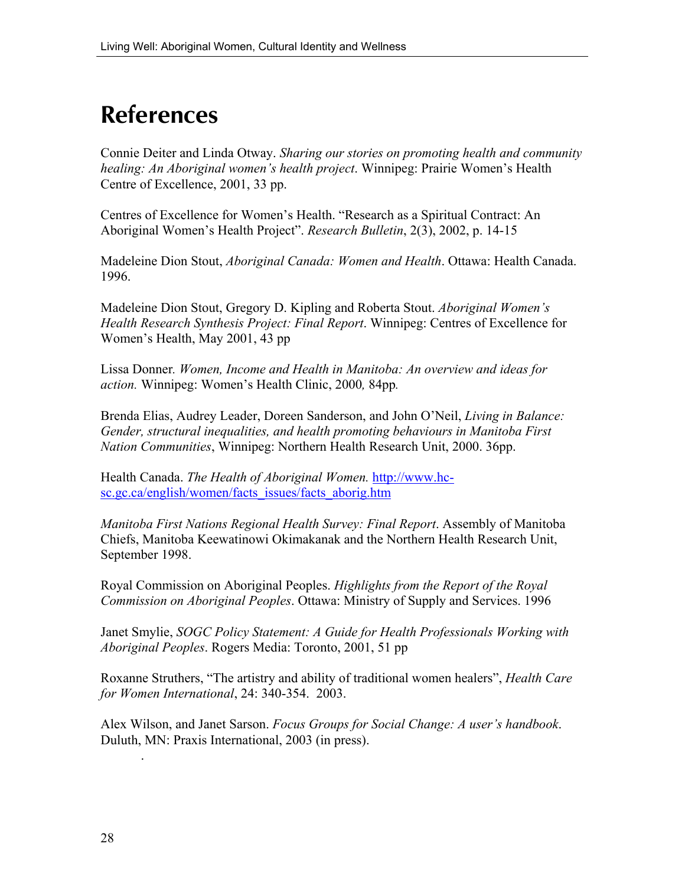# References

Connie Deiter and Linda Otway. *Sharing our stories on promoting health and community healing: An Aboriginal women's health project*. Winnipeg: Prairie Women's Health Centre of Excellence, 2001, 33 pp.

Centres of Excellence for Women's Health. "Research as a Spiritual Contract: An Aboriginal Women's Health Project". *Research Bulletin*, 2(3), 2002, p. 14-15

Madeleine Dion Stout, *Aboriginal Canada: Women and Health*. Ottawa: Health Canada. 1996.

Madeleine Dion Stout, Gregory D. Kipling and Roberta Stout. *Aboriginal Women's Health Research Synthesis Project: Final Report*. Winnipeg: Centres of Excellence for Women's Health, May 2001, 43 pp

Lissa Donner. *Women, Income and Health in Manitoba: An overview and ideas for action.* Winnipeg: Women's Health Clinic, 2000*,* 84pp*.*

Brenda Elias, Audrey Leader, Doreen Sanderson, and John O'Neil, *Living in Balance: Gender, structural inequalities, and health promoting behaviours in Manitoba First Nation Communities*, Winnipeg: Northern Health Research Unit, 2000. 36pp.

Health Canada. *The Health of Aboriginal Women.* http://www.hc-sc.gc.ca/english/women/facts_issues/facts_aborig.htm

*Manitoba First Nations Regional Health Survey: Final Report*. Assembly of Manitoba Chiefs, Manitoba Keewatinowi Okimakanak and the Northern Health Research Unit, September 1998.

Royal Commission on Aboriginal Peoples. *Highlights from the Report of the Royal Commission on Aboriginal Peoples*. Ottawa: Ministry of Supply and Services. 1996

Janet Smylie, *SOGC Policy Statement: A Guide for Health Professionals Working with Aboriginal Peoples*. Rogers Media: Toronto, 2001, 51 pp

Roxanne Struthers, "The artistry and ability of traditional women healers", *Health Care for Women International*, 24: 340-354. 2003.

Alex Wilson, and Janet Sarson. *Focus Groups for Social Change: A user's handbook*. Duluth, MN: Praxis International, 2003 (in press).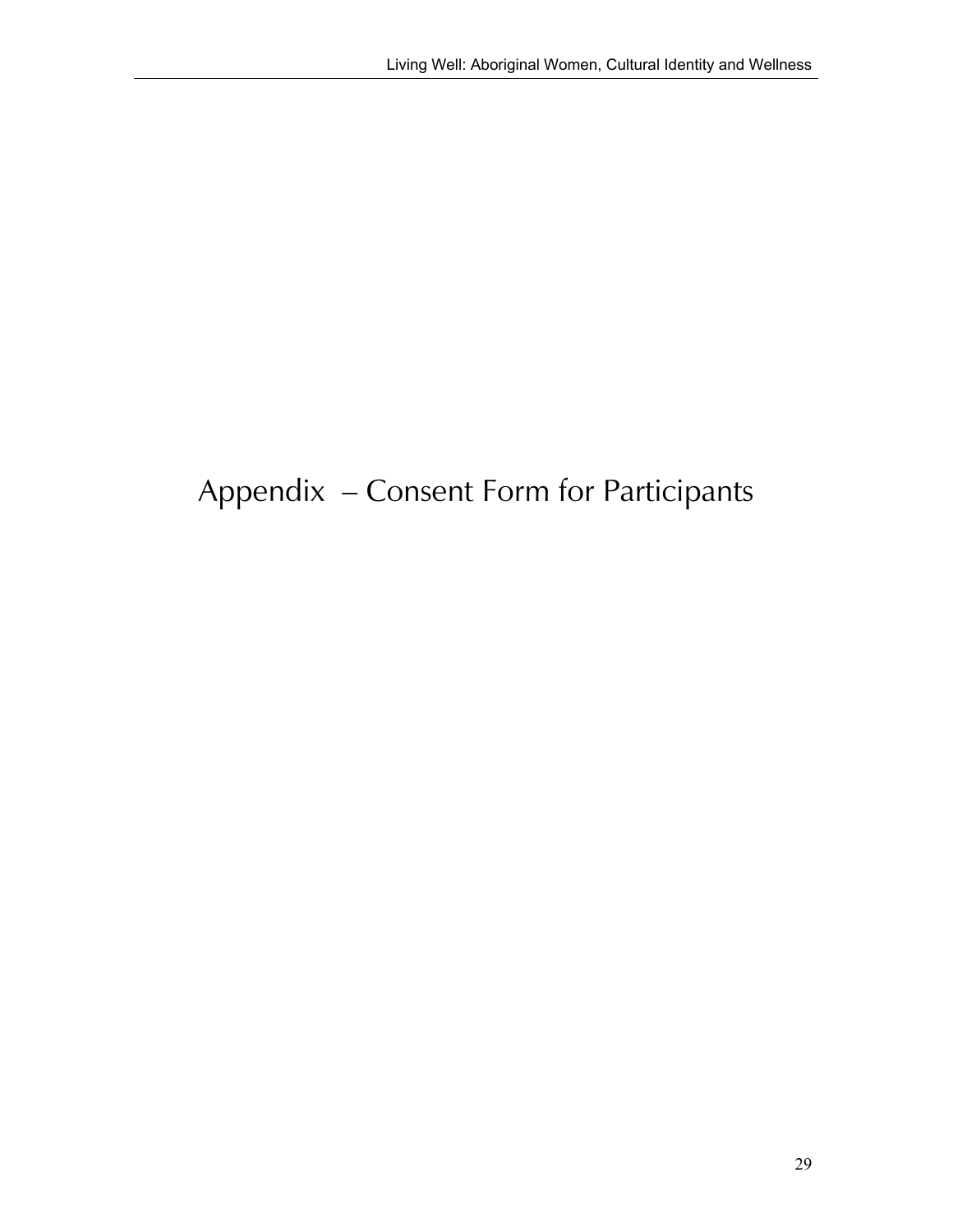# Appendix – Consent Form for Participants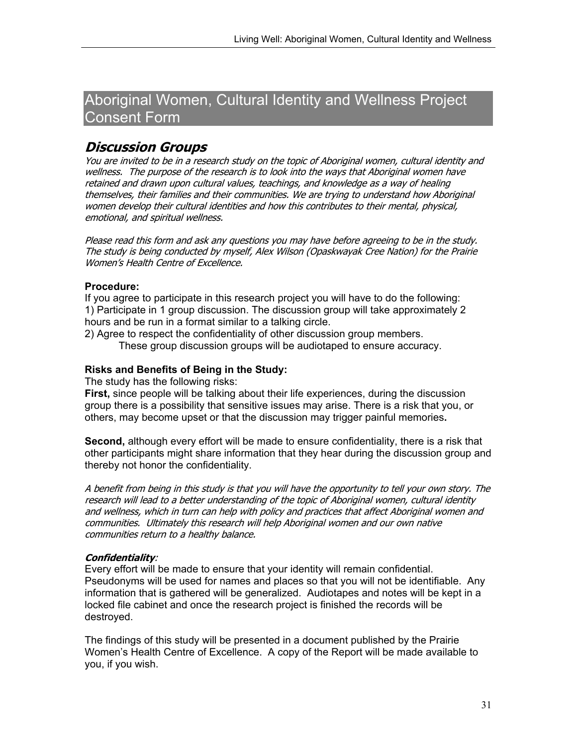# Aboriginal Women, Cultural Identity and Wellness Project Consent Form

## *Discussion Groups*

*You are invited to be in a research study on the topic of Aboriginal women, cultural identity and wellness. The purpose of the research is to look into the ways that Aboriginal women have retained and drawn upon cultural values, teachings, and knowledge as a way of healing themselves, their families and their communities. We are trying to understand how Aboriginal women develop their cultural identities and how this contributes to their mental, physical, emotional, and spiritual wellness.*

*Please read this form and ask any questions you may have before agreeing to be in the study. The study is being conducted by myself, Alex Wilson (Opaskwayak Cree Nation) for the Prairie Women's Health Centre of Excellence.*

**Procedure:**

If you agree to participate in this research project you will have to do the following:

1) Participate in 1 group discussion. The discussion group will take approximately 2 hours and be run in a format similar to a talking circle.

2) Agree to respect the confidentiality of other discussion group members.

These group discussion groups will be audiotaped to ensure accuracy.

**Risks and Benefits of Being in the Study:**

The study has the following risks:

**First,** since people will be talking about their life experiences, during the discussion group there is a possibility that sensitive issues may arise. There is a risk that you, or others, may become upset or that the discussion may trigger painful memories**.**

**Second,** although every effort will be made to ensure confidentiality, there is a risk that other participants might share information that they hear during the discussion group and thereby not honor the confidentiality.

*A benefit from being in this study is that you will have the opportunity to tell your own story. The research will lead to a better understanding of the topic of Aboriginal women, cultural identity and wellness, which in turn can help with policy and practices that affect Aboriginal women and communities. Ultimately this research will help Aboriginal women and our own native communities return to a healthy balance.*

***Confidentiality***:

Every effort will be made to ensure that your identity will remain confidential. Pseudonyms will be used for names and places so that you will not be identifiable. Any information that is gathered will be generalized. Audiotapes and notes will be kept in a locked file cabinet and once the research project is finished the records will be destroyed.

The findings of this study will be presented in a document published by the Prairie Women's Health Centre of Excellence. A copy of the Report will be made available to you, if you wish.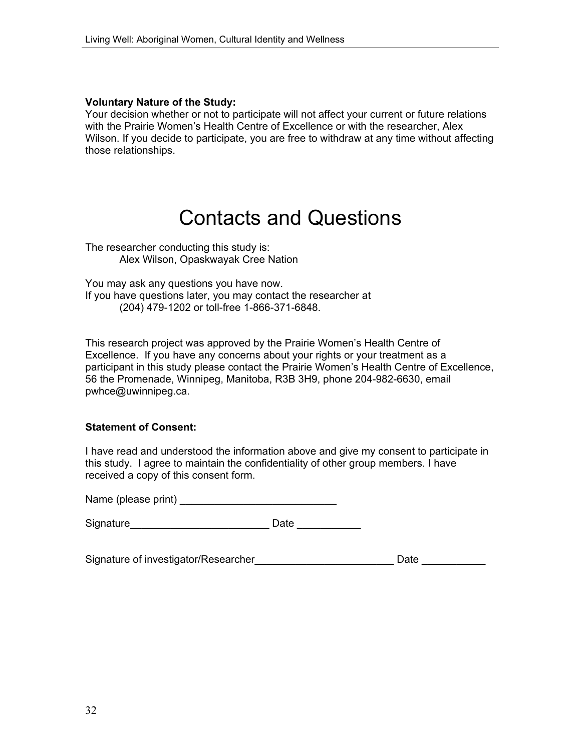**Voluntary Nature of the Study:**
Your decision whether or not to participate will not affect your current or future relations with the Prairie Women's Health Centre of Excellence or with the researcher, Alex Wilson. If you decide to participate, you are free to withdraw at any time without affecting those relationships.

# Contacts and Questions

The researcher conducting this study is:
Alex Wilson, Opaskwayak Cree Nation

You may ask any questions you have now.
If you have questions later, you may contact the researcher at
(204) 479-1202 or toll-free 1-866-371-6848.

This research project was approved by the Prairie Women's Health Centre of Excellence. If you have any concerns about your rights or your treatment as a participant in this study please contact the Prairie Women's Health Centre of Excellence, 56 the Promenade, Winnipeg, Manitoba, R3B 3H9, phone 204-982-6630, email pwhce@uwinnipeg.ca.

**Statement of Consent:**

I have read and understood the information above and give my consent to participate in this study. I agree to maintain the confidentiality of other group members. I have received a copy of this consent form.

Name (please print) ___________________________

Signature________________________ Date ___________

Signature of investigator/Researcher________________________ Date ___________